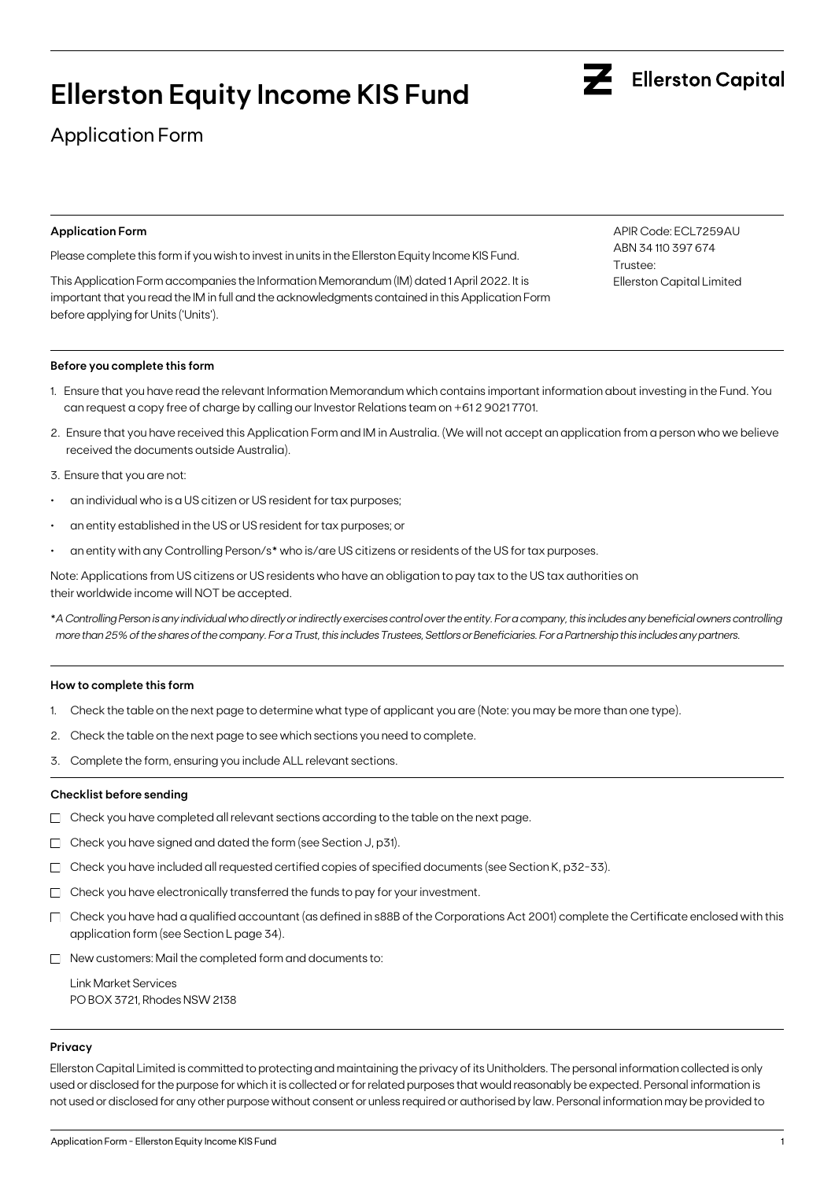# Ellerston Equity Income KIS Fund

Ellerston Capital

## Application Form

### Application Form

Please complete this form if you wish to invest in units in the Ellerston Equity Income KIS Fund.

This Application Form accompanies the Information Memorandum (IM) dated 1 April 2022. It is important that you read the IM in full and the acknowledgments contained in this Application Form before applying for Units ('Units').

APIR Code: ECL7259AU
ABN 34 110 397 674
Trustee:
Ellerston Capital Limited

### Before you complete this form

1. Ensure that you have read the relevant Information Memorandum which contains important information about investing in the Fund. You can request a copy free of charge by calling our Investor Relations team on +61 2 9021 7701.
2. Ensure that you have received this Application Form and IM in Australia. (We will not accept an application from a person who we believe received the documents outside Australia).
3. Ensure that you are not:

- an individual who is a US citizen or US resident for tax purposes;
- an entity established in the US or US resident for tax purposes; or
- an entity with any Controlling Person/s* who is/are US citizens or residents of the US for tax purposes.

Note: Applications from US citizens or US residents who have an obligation to pay tax to the US tax authorities on their worldwide income will NOT be accepted.

*\*A Controlling Person is any individual who directly or indirectly exercises control over the entity. For a company, this includes any beneficial owners controlling more than 25% of the shares of the company. For a Trust, this includes Trustees, Settlors or Beneficiaries. For a Partnership this includes any partners.*

### How to complete this form

1. Check the table on the next page to determine what type of applicant you are (Note: you may be more than one type).
2. Check the table on the next page to see which sections you need to complete.
3. Complete the form, ensuring you include ALL relevant sections.

### Checklist before sending

- ☐ Check you have completed all relevant sections according to the table on the next page.
- ☐ Check you have signed and dated the form (see Section J, p31).
- ☐ Check you have included all requested certified copies of specified documents (see Section K, p32-33).
- ☐ Check you have electronically transferred the funds to pay for your investment.
- ☐ Check you have had a qualified accountant (as defined in s88B of the Corporations Act 2001) complete the Certificate enclosed with this application form (see Section L page 34).
- ☐ New customers: Mail the completed form and documents to:

  Link Market Services
  PO BOX 3721, Rhodes NSW 2138

### Privacy

Ellerston Capital Limited is committed to protecting and maintaining the privacy of its Unitholders. The personal information collected is only used or disclosed for the purpose for which it is collected or for related purposes that would reasonably be expected. Personal information is not used or disclosed for any other purpose without consent or unless required or authorised by law. Personal information may be provided to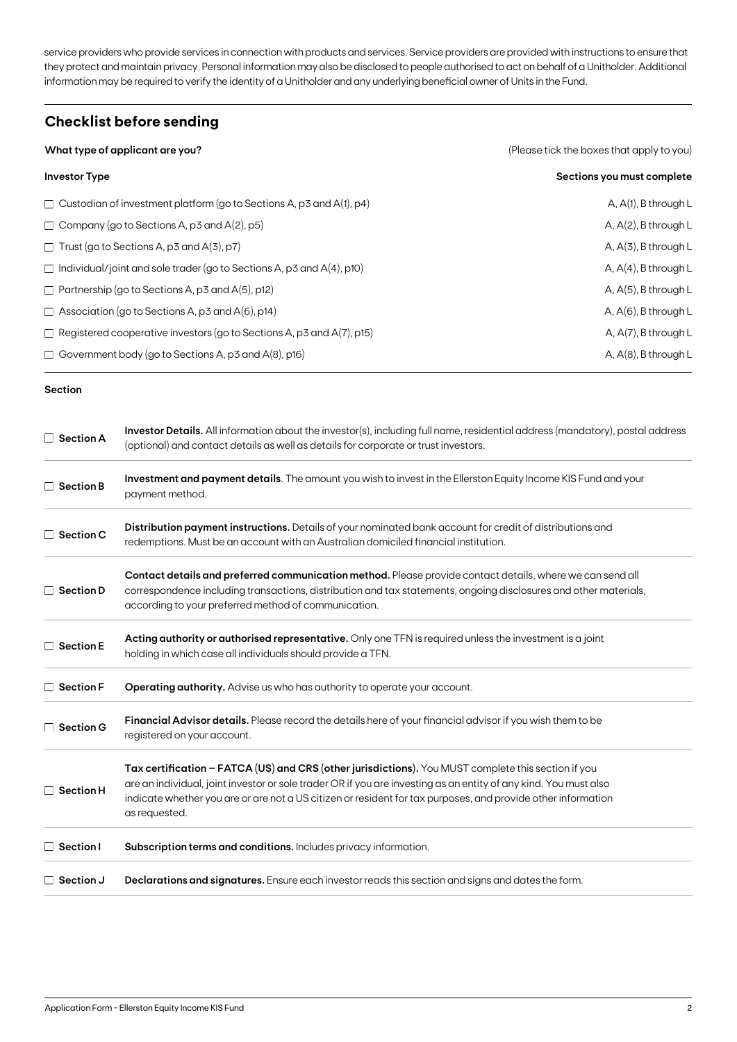service providers who provide services in connection with products and services. Service providers are provided with instructions to ensure that they protect and maintain privacy. Personal information may also be disclosed to people authorised to act on behalf of a Unitholder. Additional information may be required to verify the identity of a Unitholder and any underlying beneficial owner of Units in the Fund.

## Checklist before sending

**What type of applicant are you?** (Please tick the boxes that apply to you)

| Investor Type | Sections you must complete |
|---|---|
| ☐ Custodian of investment platform (go to Sections A, p3 and A(1), p4) | A, A(1), B through L |
| ☐ Company (go to Sections A, p3 and A(2), p5) | A, A(2), B through L |
| ☐ Trust (go to Sections A, p3 and A(3), p7) | A, A(3), B through L |
| ☐ Individual/joint and sole trader (go to Sections A, p3 and A(4), p10) | A, A(4), B through L |
| ☐ Partnership (go to Sections A, p3 and A(5), p12) | A, A(5), B through L |
| ☐ Association (go to Sections A, p3 and A(6), p14) | A, A(6), B through L |
| ☐ Registered cooperative investors (go to Sections A, p3 and A(7), p15) | A, A(7), B through L |
| ☐ Government body (go to Sections A, p3 and A(8), p16) | A, A(8), B through L |

**Section**

| Section | |
|---|---|
| ☐ **Section A** | **Investor Details.** All information about the investor(s), including full name, residential address (mandatory), postal address (optional) and contact details as well as details for corporate or trust investors. |
| ☐ **Section B** | **Investment and payment details**. The amount you wish to invest in the Ellerston Equity Income KIS Fund and your payment method. |
| ☐ **Section C** | **Distribution payment instructions.** Details of your nominated bank account for credit of distributions and redemptions. Must be an account with an Australian domiciled financial institution. |
| ☐ **Section D** | **Contact details and preferred communication method.** Please provide contact details, where we can send all correspondence including transactions, distribution and tax statements, ongoing disclosures and other materials, according to your preferred method of communication. |
| ☐ **Section E** | **Acting authority or authorised representative.** Only one TFN is required unless the investment is a joint holding in which case all individuals should provide a TFN. |
| ☐ **Section F** | **Operating authority.** Advise us who has authority to operate your account. |
| ☐ **Section G** | **Financial Advisor details.** Please record the details here of your financial advisor if you wish them to be registered on your account. |
| ☐ **Section H** | **Tax certification – FATCA (US) and CRS (other jurisdictions).** You MUST complete this section if you are an individual, joint investor or sole trader OR if you are investing as an entity of any kind. You must also indicate whether you are or are not a US citizen or resident for tax purposes, and provide other information as requested. |
| ☐ **Section I** | **Subscription terms and conditions.** Includes privacy information. |
| ☐ **Section J** | **Declarations and signatures.** Ensure each investor reads this section and signs and dates the form. |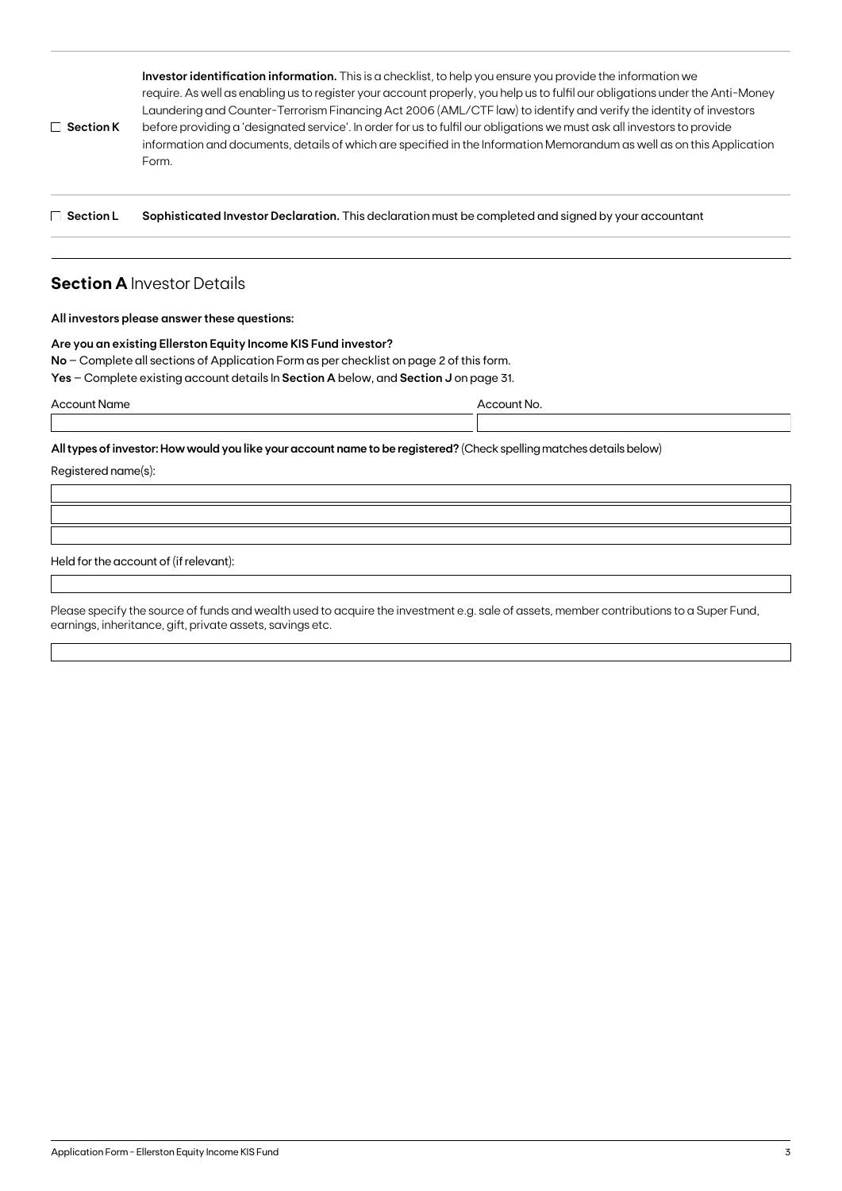☐ **Section K** — **Investor identification information.** This is a checklist, to help you ensure you provide the information we require. As well as enabling us to register your account properly, you help us to fulfil our obligations under the Anti-Money Laundering and Counter-Terrorism Financing Act 2006 (AML/CTF law) to identify and verify the identity of investors before providing a 'designated service'. In order for us to fulfil our obligations we must ask all investors to provide information and documents, details of which are specified in the Information Memorandum as well as on this Application Form.

☐ **Section L** — **Sophisticated Investor Declaration.** This declaration must be completed and signed by your accountant

## **Section A** Investor Details

**All investors please answer these questions:**

**Are you an existing Ellerston Equity Income KIS Fund investor?**

**No** – Complete all sections of Application Form as per checklist on page 2 of this form.

**Yes** – Complete existing account details In **Section A** below, and **Section J** on page 31.

| Account Name | Account No. |
| --- | --- |
| | |

**All types of investor: How would you like your account name to be registered?** (Check spelling matches details below)

Registered name(s):

Held for the account of (if relevant):

Please specify the source of funds and wealth used to acquire the investment e.g. sale of assets, member contributions to a Super Fund, earnings, inheritance, gift, private assets, savings etc.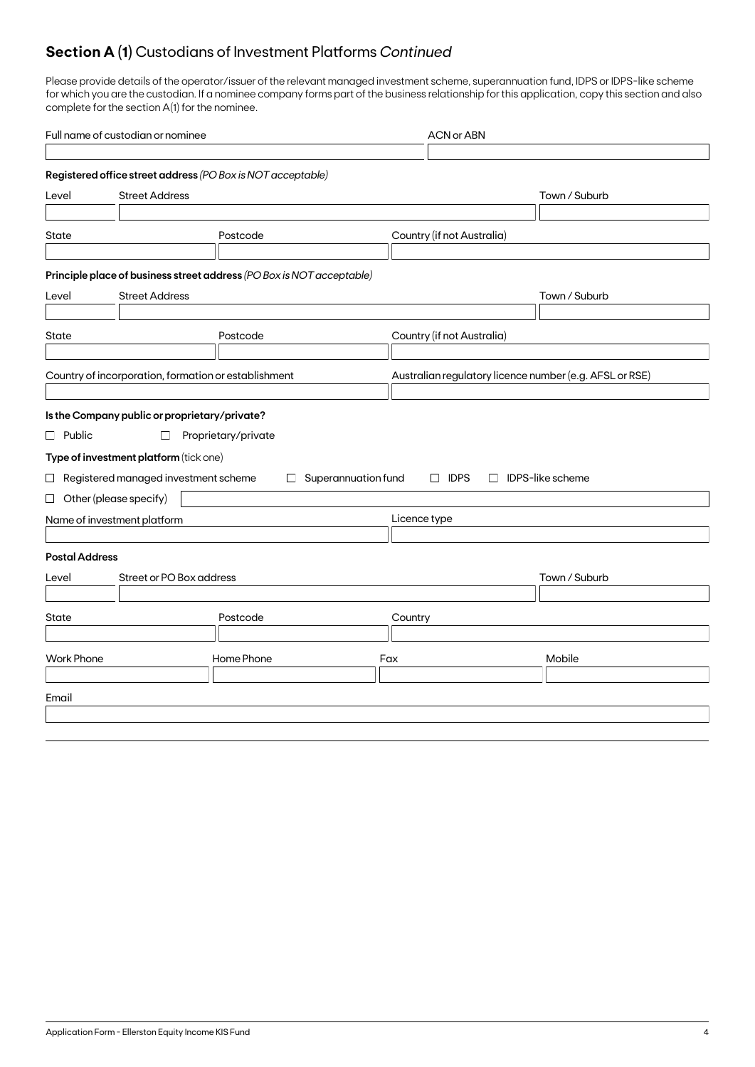## **Section A (1)** Custodians of Investment Platforms *Continued*

Please provide details of the operator/issuer of the relevant managed investment scheme, superannuation fund, IDPS or IDPS-like scheme for which you are the custodian. If a nominee company forms part of the business relationship for this application, copy this section and also complete for the section A(1) for the nominee.

Full name of custodian or nominee

ACN or ABN

**Registered office street address** *(PO Box is NOT acceptable)*

Level | Street Address | Town / Suburb

State | Postcode | Country (if not Australia)

**Principle place of business street address** *(PO Box is NOT acceptable)*

Level | Street Address | Town / Suburb

State | Postcode | Country (if not Australia)

Country of incorporation, formation or establishment

Australian regulatory licence number (e.g. AFSL or RSE)

**Is the Company public or proprietary/private?**

☐ Public ☐ Proprietary/private

**Type of investment platform** (tick one)

☐ Registered managed investment scheme ☐ Superannuation fund ☐ IDPS ☐ IDPS-like scheme

☐ Other (please specify)

Name of investment platform

Licence type

**Postal Address**

Level | Street or PO Box address | Town / Suburb

State | Postcode | Country

Work Phone | Home Phone | Fax | Mobile

Email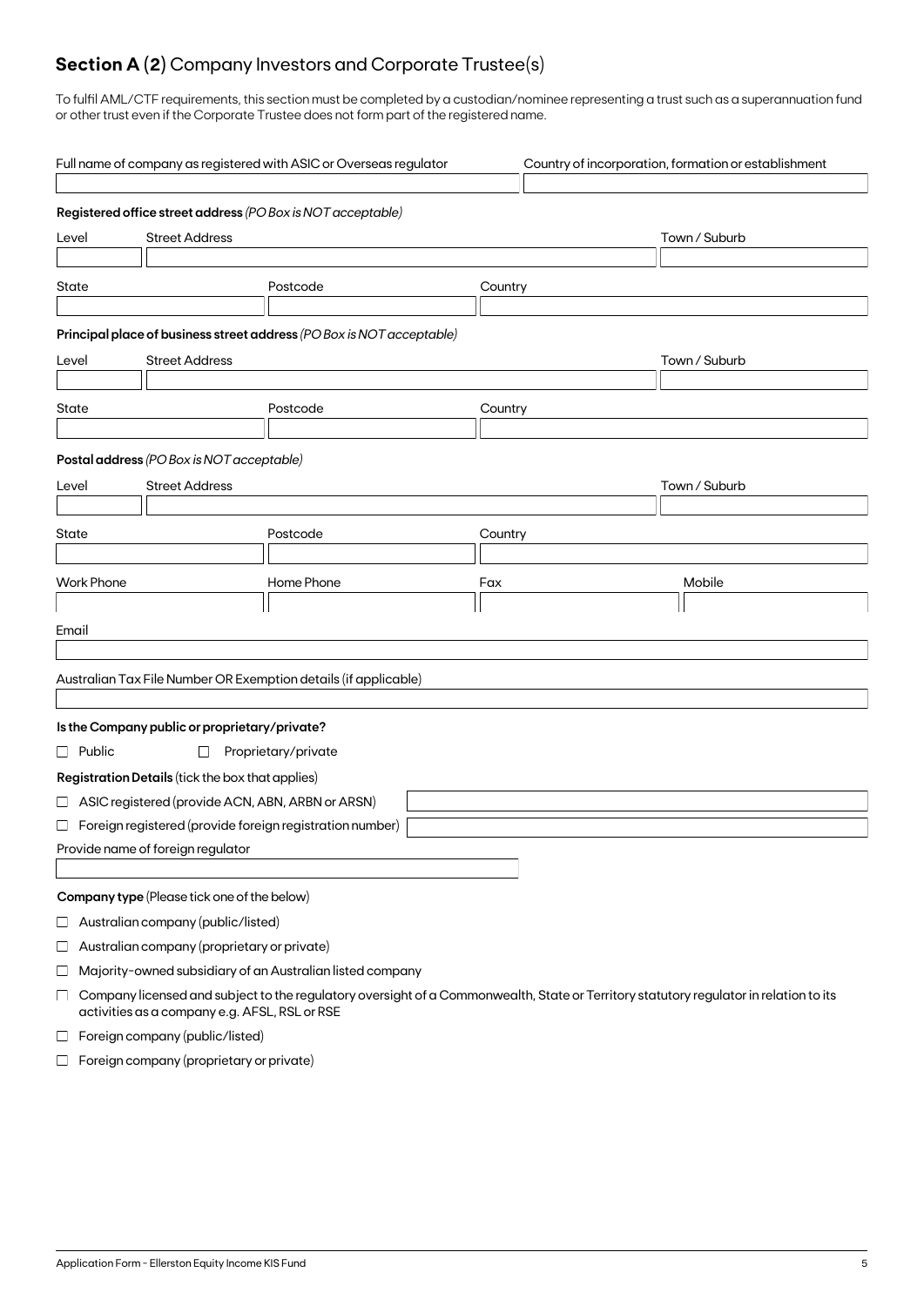## **Section A (2)** Company Investors and Corporate Trustee(s)

To fulfil AML/CTF requirements, this section must be completed by a custodian/nominee representing a trust such as a superannuation fund or other trust even if the Corporate Trustee does not form part of the registered name.

| Full name of company as registered with ASIC or Overseas regulator | Country of incorporation, formation or establishment |
| --- | --- |
| | |

**Registered office street address** *(PO Box is NOT acceptable)*

| Level | Street Address | Town / Suburb |
| --- | --- | --- |
| | | |

| State | Postcode | Country |
| --- | --- | --- |
| | | |

**Principal place of business street address** *(PO Box is NOT acceptable)*

| Level | Street Address | Town / Suburb |
| --- | --- | --- |
| | | |

| State | Postcode | Country |
| --- | --- | --- |
| | | |

**Postal address** *(PO Box is NOT acceptable)*

| Level | Street Address | Town / Suburb |
| --- | --- | --- |
| | | |

| State | Postcode | Country |
| --- | --- | --- |
| | | |

| Work Phone | Home Phone | Fax | Mobile |
| --- | --- | --- | --- |
| | | | |

Email

Australian Tax File Number OR Exemption details (if applicable)

**Is the Company public or proprietary/private?**

☐ Public ☐ Proprietary/private

**Registration Details** (tick the box that applies)

☐ ASIC registered (provide ACN, ABN, ARBN or ARSN)

☐ Foreign registered (provide foreign registration number)

Provide name of foreign regulator

**Company type** (Please tick one of the below)

☐ Australian company (public/listed)

☐ Australian company (proprietary or private)

☐ Majority-owned subsidiary of an Australian listed company

☐ Company licensed and subject to the regulatory oversight of a Commonwealth, State or Territory statutory regulator in relation to its activities as a company e.g. AFSL, RSL or RSE

☐ Foreign company (public/listed)

☐ Foreign company (proprietary or private)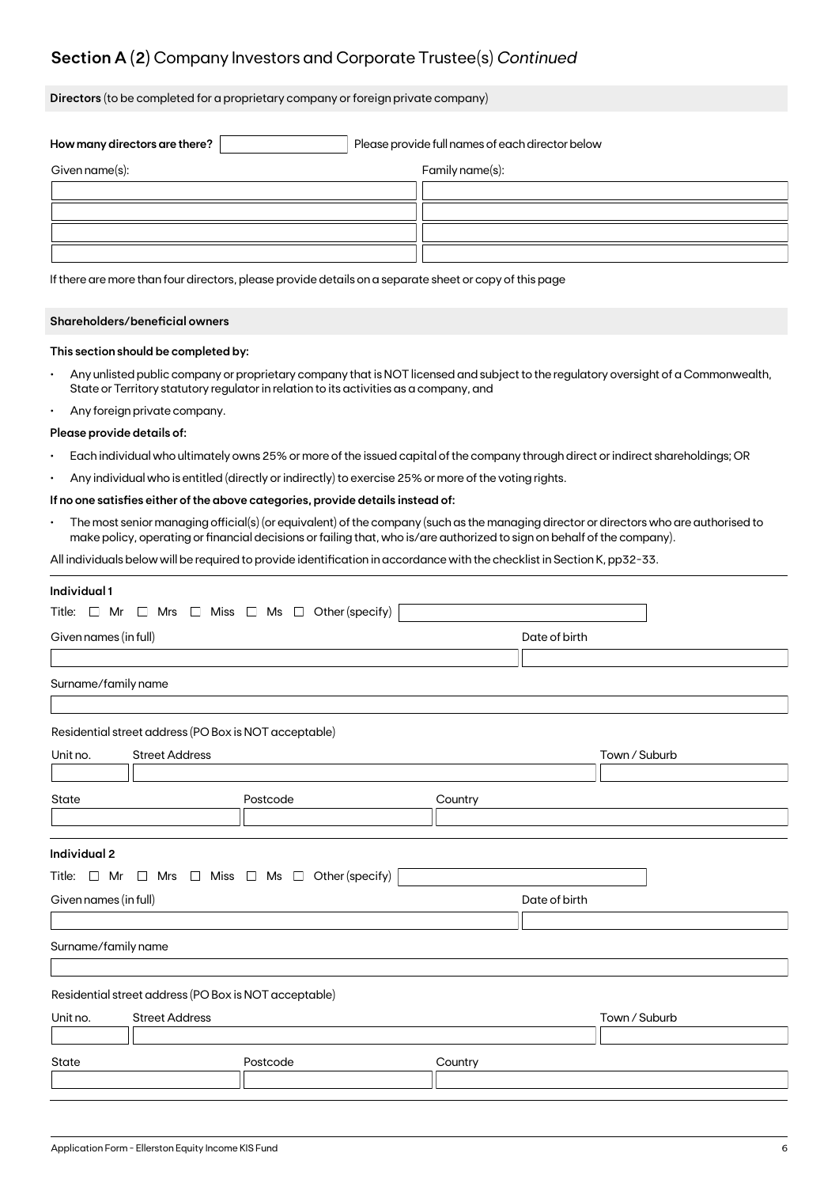## Section A (2) Company Investors and Corporate Trustee(s) *Continued*

**Directors** (to be completed for a proprietary company or foreign private company)

**How many directors are there?** ______ Please provide full names of each director below

| Given name(s): | Family name(s): |
|---|---|
| | |
| | |
| | |
| | |

If there are more than four directors, please provide details on a separate sheet or copy of this page

**Shareholders/beneficial owners**

**This section should be completed by:**

- Any unlisted public company or proprietary company that is NOT licensed and subject to the regulatory oversight of a Commonwealth, State or Territory statutory regulator in relation to its activities as a company, and
- Any foreign private company.

**Please provide details of:**

- Each individual who ultimately owns 25% or more of the issued capital of the company through direct or indirect shareholdings; OR
- Any individual who is entitled (directly or indirectly) to exercise 25% or more of the voting rights.

**If no one satisfies either of the above categories, provide details instead of:**

- The most senior managing official(s) (or equivalent) of the company (such as the managing director or directors who are authorised to make policy, operating or financial decisions or failing that, who is/are authorized to sign on behalf of the company).

All individuals below will be required to provide identification in accordance with the checklist in Section K, pp32-33.

**Individual 1**

Title: ☐ Mr ☐ Mrs ☐ Miss ☐ Ms ☐ Other (specify) ______

Given names (in full) ______ Date of birth ______

Surname/family name ______

Residential street address (PO Box is NOT acceptable)

Unit no. ______ Street Address ______ Town / Suburb ______

State ______ Postcode ______ Country ______

**Individual 2**

Title: ☐ Mr ☐ Mrs ☐ Miss ☐ Ms ☐ Other (specify) ______

Given names (in full) ______ Date of birth ______

Surname/family name ______

Residential street address (PO Box is NOT acceptable)

Unit no. ______ Street Address ______ Town / Suburb ______

State ______ Postcode ______ Country ______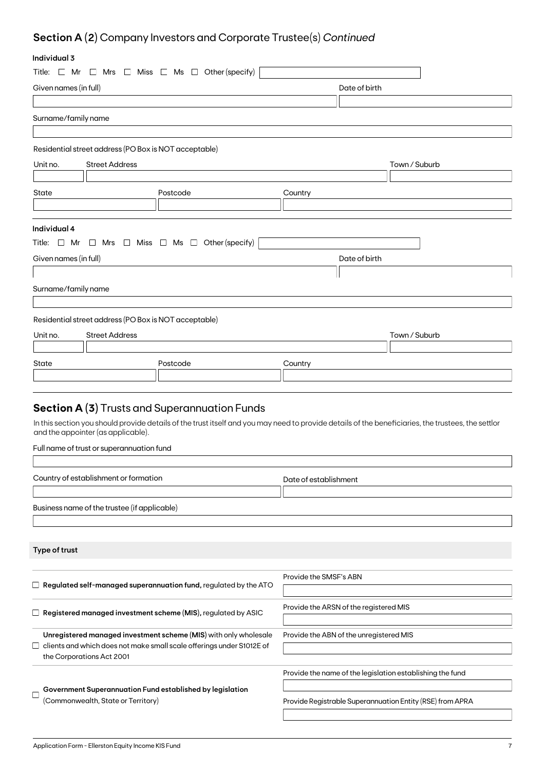## Section A (2) Company Investors and Corporate Trustee(s) *Continued*

**Individual 3**

Title: ☐ Mr ☐ Mrs ☐ Miss ☐ Ms ☐ Other (specify)

Given names (in full)

Date of birth

Surname/family name

Residential street address (PO Box is NOT acceptable)

Unit no. | Street Address | Town / Suburb

State | Postcode | Country

**Individual 4**

Title: ☐ Mr ☐ Mrs ☐ Miss ☐ Ms ☐ Other (specify)

Given names (in full)

Date of birth

Surname/family name

Residential street address (PO Box is NOT acceptable)

Unit no. | Street Address | Town / Suburb

State | Postcode | Country

## Section A (3) Trusts and Superannuation Funds

In this section you should provide details of the trust itself and you may need to provide details of the beneficiaries, the trustees, the settlor and the appointer (as applicable).

Full name of trust or superannuation fund

Country of establishment or formation

Date of establishment

Business name of the trustee (if applicable)

**Type of trust**

| | |
|---|---|
| ☐ **Regulated self-managed superannuation fund,** regulated by the ATO | Provide the SMSF's ABN |
| ☐ **Registered managed investment scheme (MIS),** regulated by ASIC | Provide the ARSN of the registered MIS |
| ☐ **Unregistered managed investment scheme (MIS)** with only wholesale clients and which does not make small scale offerings under S1012E of the Corporations Act 2001 | Provide the ABN of the unregistered MIS |
| ☐ **Government Superannuation Fund established by legislation** (Commonwealth, State or Territory) | Provide the name of the legislation establishing the fund<br>Provide Registrable Superannuation Entity (RSE) from APRA |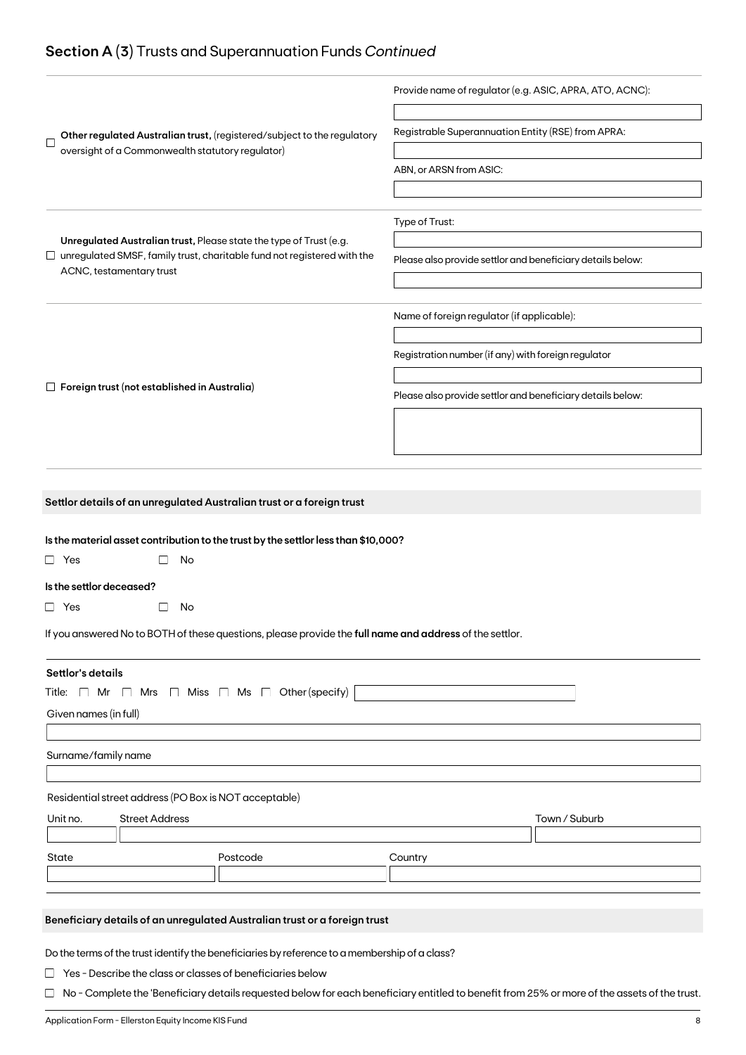## Section A (3) Trusts and Superannuation Funds *Continued*

| | |
|---|---|
| ☐ **Other regulated Australian trust,** (registered/subject to the regulatory oversight of a Commonwealth statutory regulator) | Provide name of regulator (e.g. ASIC, APRA, ATO, ACNC): <br><br> Registrable Superannuation Entity (RSE) from APRA: <br><br> ABN, or ARSN from ASIC: |
| ☐ **Unregulated Australian trust,** Please state the type of Trust (e.g. unregulated SMSF, family trust, charitable fund not registered with the ACNC, testamentary trust | Type of Trust: <br><br> Please also provide settlor and beneficiary details below: |
| ☐ **Foreign trust (not established in Australia)** | Name of foreign regulator (if applicable): <br><br> Registration number (if any) with foreign regulator <br><br> Please also provide settlor and beneficiary details below: |

### Settlor details of an unregulated Australian trust or a foreign trust

**Is the material asset contribution to the trust by the settlor less than $10,000?**

☐ Yes ☐ No

**Is the settlor deceased?**

☐ Yes ☐ No

If you answered No to BOTH of these questions, please provide the **full name and address** of the settlor.

**Settlor's details**

Title: ☐ Mr ☐ Mrs ☐ Miss ☐ Ms ☐ Other (specify)

Given names (in full)

Surname/family name

Residential street address (PO Box is NOT acceptable)

| Unit no. | Street Address | Town / Suburb |
|---|---|---|
| | | |

| State | Postcode | Country |
|---|---|---|
| | | |

### Beneficiary details of an unregulated Australian trust or a foreign trust

Do the terms of the trust identify the beneficiaries by reference to a membership of a class?

☐ Yes - Describe the class or classes of beneficiaries below

☐ No - Complete the 'Beneficiary details requested below for each beneficiary entitled to benefit from 25% or more of the assets of the trust.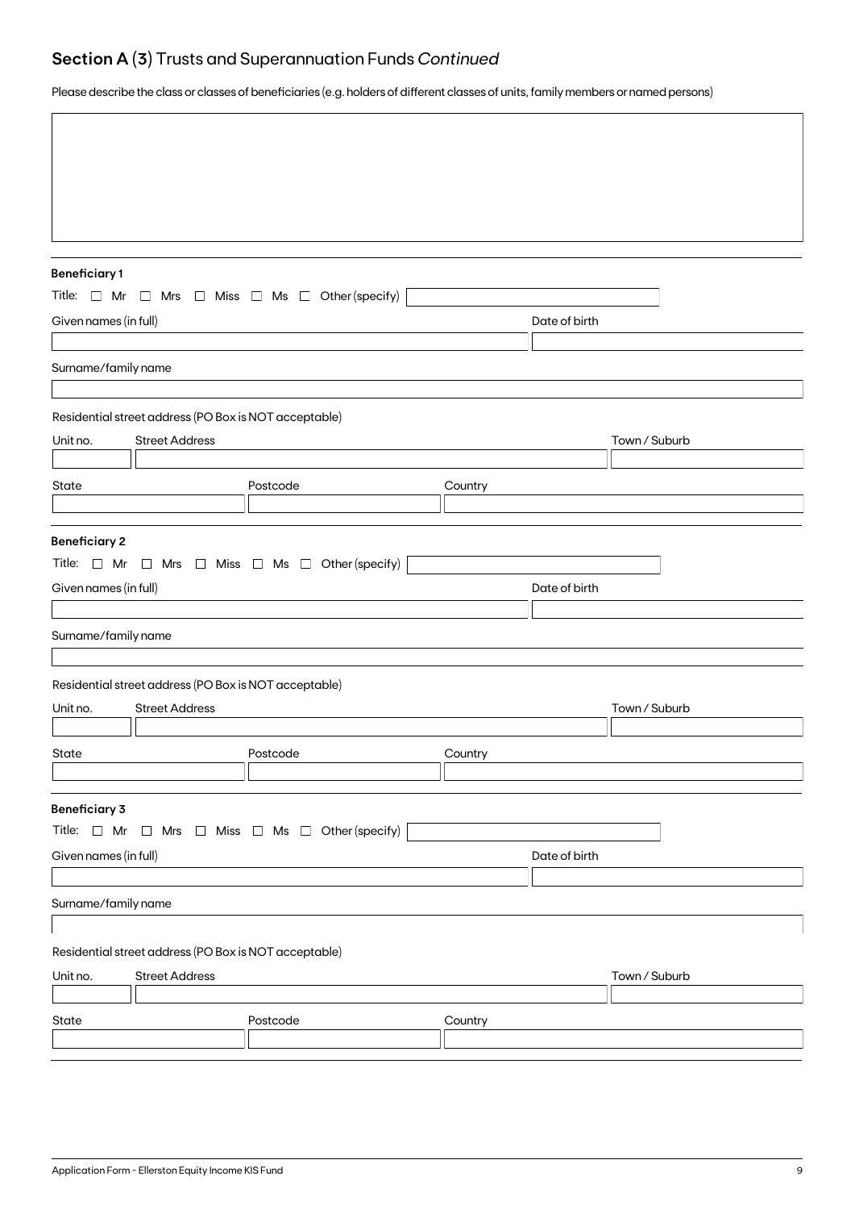## Section A (3) Trusts and Superannuation Funds *Continued*

Please describe the class or classes of beneficiaries (e.g. holders of different classes of units, family members or named persons)

---

**Beneficiary 1**

Title: ☐ Mr ☐ Mrs ☐ Miss ☐ Ms ☐ Other (specify)

Given names (in full)

Date of birth

Surname/family name

Residential street address (PO Box is NOT acceptable)

Unit no.

Street Address

Town / Suburb

State

Postcode

Country

---

**Beneficiary 2**

Title: ☐ Mr ☐ Mrs ☐ Miss ☐ Ms ☐ Other (specify)

Given names (in full)

Date of birth

Surname/family name

Residential street address (PO Box is NOT acceptable)

Unit no.

Street Address

Town / Suburb

State

Postcode

Country

---

**Beneficiary 3**

Title: ☐ Mr ☐ Mrs ☐ Miss ☐ Ms ☐ Other (specify)

Given names (in full)

Date of birth

Surname/family name

Residential street address (PO Box is NOT acceptable)

Unit no.

Street Address

Town / Suburb

State

Postcode

Country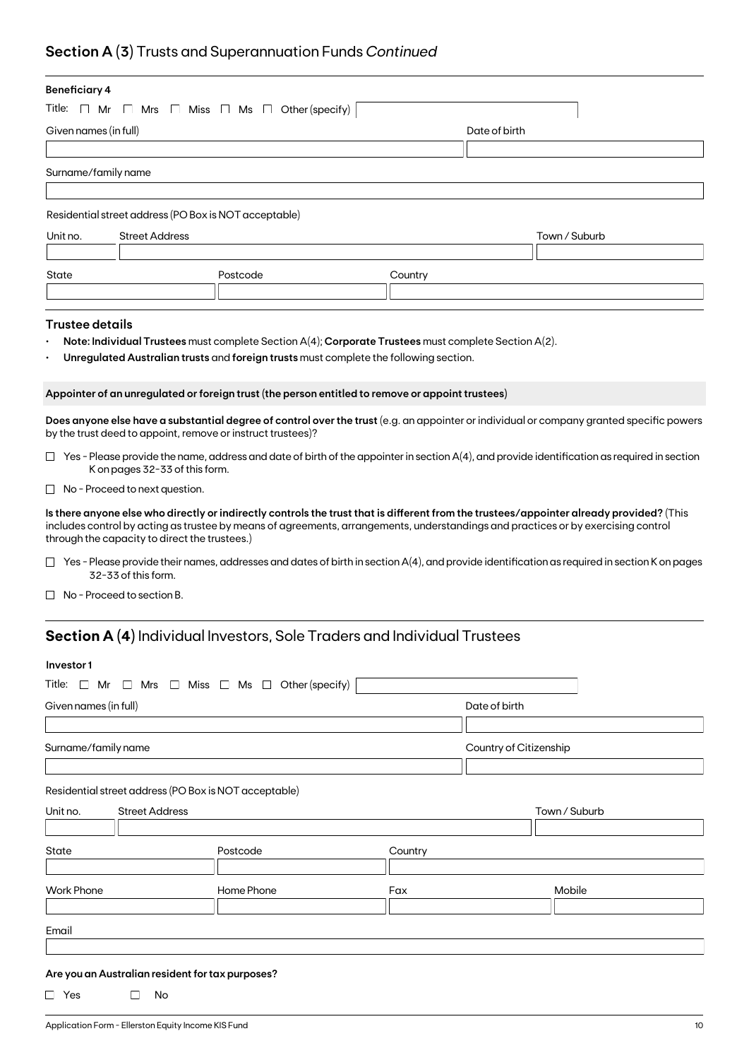## Section A (3) Trusts and Superannuation Funds *Continued*

**Beneficiary 4**

Title: ☐ Mr ☐ Mrs ☐ Miss ☐ Ms ☐ Other (specify)

Given names (in full)

Date of birth

Surname/family name

Residential street address (PO Box is NOT acceptable)

Unit no. | Street Address | Town / Suburb

State | Postcode | Country

### Trustee details

- **Note: Individual Trustees** must complete Section A(4); **Corporate Trustees** must complete Section A(2).
- **Unregulated Australian trusts** and **foreign trusts** must complete the following section.

**Appointer of an unregulated or foreign trust (the person entitled to remove or appoint trustees)**

**Does anyone else have a substantial degree of control over the trust** (e.g. an appointer or individual or company granted specific powers by the trust deed to appoint, remove or instruct trustees)?

☐ Yes - Please provide the name, address and date of birth of the appointer in section A(4), and provide identification as required in section K on pages 32-33 of this form.

☐ No - Proceed to next question.

**Is there anyone else who directly or indirectly controls the trust that is different from the trustees/appointer already provided?** (This includes control by acting as trustee by means of agreements, arrangements, understandings and practices or by exercising control through the capacity to direct the trustees.)

☐ Yes - Please provide their names, addresses and dates of birth in section A(4), and provide identification as required in section K on pages 32-33 of this form.

☐ No - Proceed to section B.

## Section A (4) Individual Investors, Sole Traders and Individual Trustees

**Investor 1**

Title: ☐ Mr ☐ Mrs ☐ Miss ☐ Ms ☐ Other (specify)

Given names (in full)

Date of birth

Surname/family name

Country of Citizenship

Residential street address (PO Box is NOT acceptable)

Unit no. | Street Address | Town / Suburb

State | Postcode | Country

Work Phone | Home Phone | Fax | Mobile

Email

**Are you an Australian resident for tax purposes?**

☐ Yes ☐ No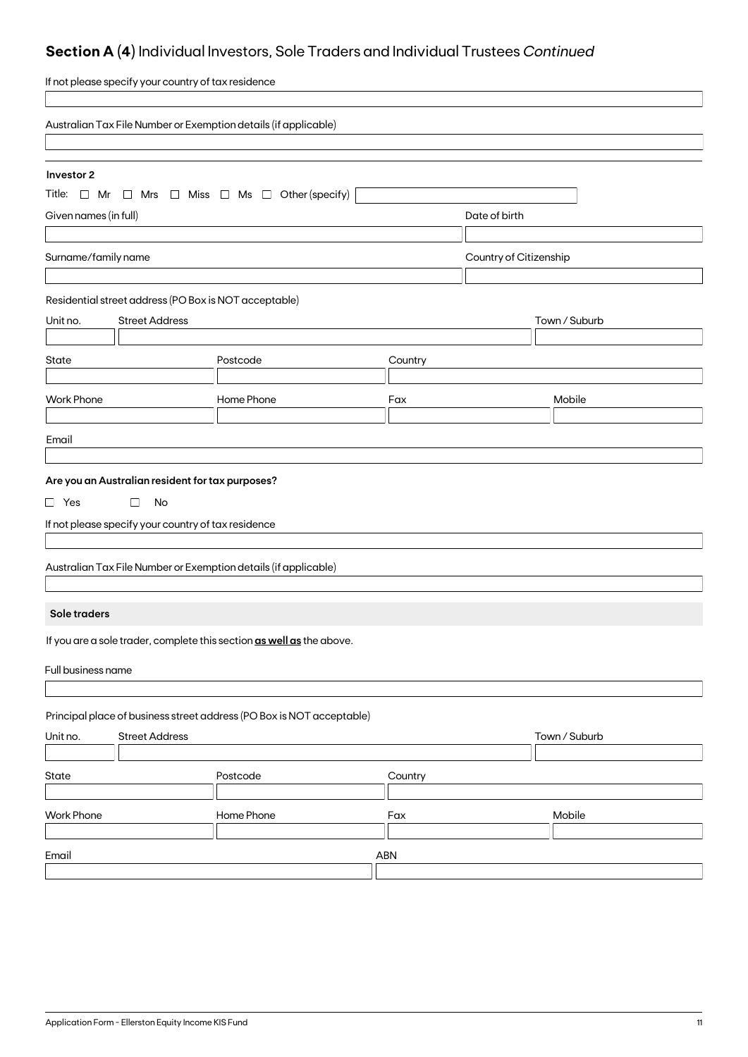## Section A (4) Individual Investors, Sole Traders and Individual Trustees *Continued*

If not please specify your country of tax residence

Australian Tax File Number or Exemption details (if applicable)

**Investor 2**

Title: ☐ Mr ☐ Mrs ☐ Miss ☐ Ms ☐ Other (specify)

Given names (in full)

Date of birth

Surname/family name

Country of Citizenship

Residential street address (PO Box is NOT acceptable)

Unit no. | Street Address | Town / Suburb

State | Postcode | Country

Work Phone | Home Phone | Fax | Mobile

Email

**Are you an Australian resident for tax purposes?**

☐ Yes ☐ No

If not please specify your country of tax residence

Australian Tax File Number or Exemption details (if applicable)

**Sole traders**

If you are a sole trader, complete this section **as well as** the above.

Full business name

Principal place of business street address (PO Box is NOT acceptable)

Unit no. | Street Address | Town / Suburb

State | Postcode | Country

Work Phone | Home Phone | Fax | Mobile

Email | ABN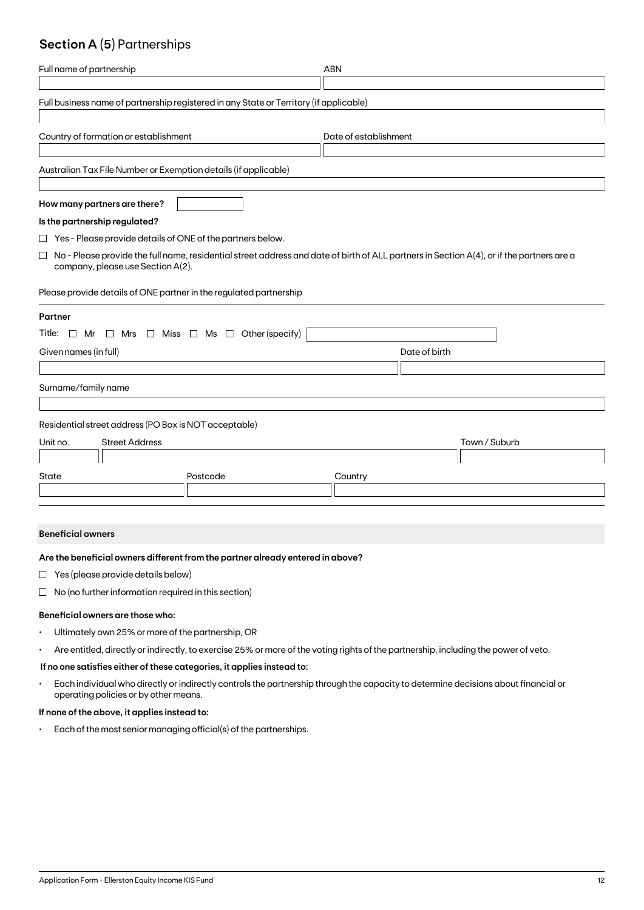## **Section A** (5) Partnerships

Full name of partnership

ABN

Full business name of partnership registered in any State or Territory (if applicable)

Country of formation or establishment

Date of establishment

Australian Tax File Number or Exemption details (if applicable)

**How many partners are there?**

**Is the partnership regulated?**

☐ Yes - Please provide details of ONE of the partners below.

☐ No - Please provide the full name, residential street address and date of birth of ALL partners in Section A(4), or if the partners are a company, please use Section A(2).

Please provide details of ONE partner in the regulated partnership

**Partner**

Title: ☐ Mr ☐ Mrs ☐ Miss ☐ Ms ☐ Other (specify)

Given names (in full)

Date of birth

Surname/family name

Residential street address (PO Box is NOT acceptable)

Unit no. Street Address Town / Suburb

State Postcode Country

**Beneficial owners**

**Are the beneficial owners different from the partner already entered in above?**

☐ Yes (please provide details below)

☐ No (no further information required in this section)

**Beneficial owners are those who:**

- Ultimately own 25% or more of the partnership, OR
- Are entitled, directly or indirectly, to exercise 25% or more of the voting rights of the partnership, including the power of veto.

**If no one satisfies either of these categories, it applies instead to:**

- Each individual who directly or indirectly controls the partnership through the capacity to determine decisions about financial or operating policies or by other means.

**If none of the above, it applies instead to:**

- Each of the most senior managing official(s) of the partnerships.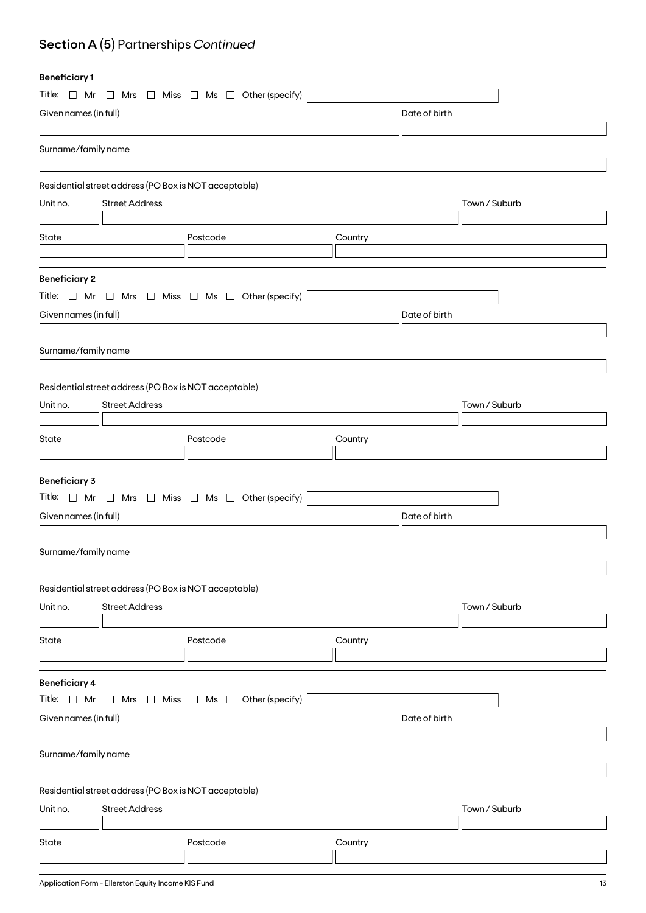## Section A (5) Partnerships *Continued*

**Beneficiary 1**

Title: ☐ Mr ☐ Mrs ☐ Miss ☐ Ms ☐ Other (specify)

Given names (in full)

Date of birth

Surname/family name

Residential street address (PO Box is NOT acceptable)

Unit no.

Street Address

Town / Suburb

State

Postcode

Country

**Beneficiary 2**

Title: ☐ Mr ☐ Mrs ☐ Miss ☐ Ms ☐ Other (specify)

Given names (in full)

Date of birth

Surname/family name

Residential street address (PO Box is NOT acceptable)

Unit no.

Street Address

Town / Suburb

State

Postcode

Country

**Beneficiary 3**

Title: ☐ Mr ☐ Mrs ☐ Miss ☐ Ms ☐ Other (specify)

Given names (in full)

Date of birth

Surname/family name

Residential street address (PO Box is NOT acceptable)

Unit no.

Street Address

Town / Suburb

State

Postcode

Country

**Beneficiary 4**

Title: ☐ Mr ☐ Mrs ☐ Miss ☐ Ms ☐ Other (specify)

Given names (in full)

Date of birth

Surname/family name

Residential street address (PO Box is NOT acceptable)

Unit no.

Street Address

Town / Suburb

State

Postcode

Country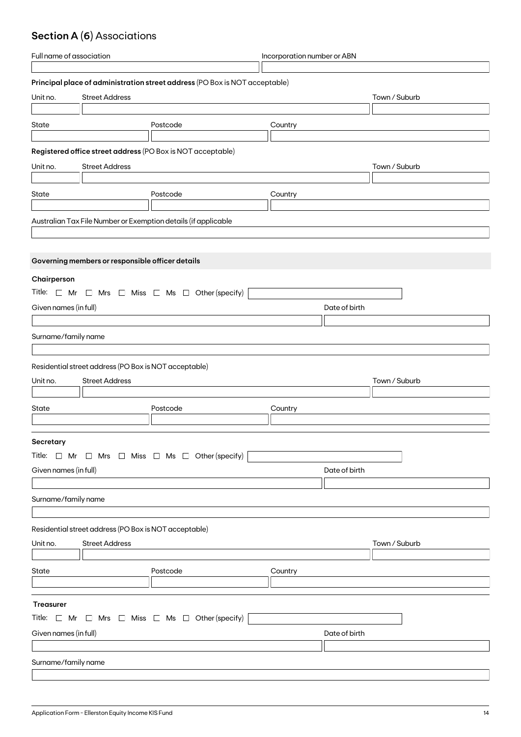## Section A (6) Associations

Full name of association

Incorporation number or ABN

**Principal place of administration street address** (PO Box is NOT acceptable)

Unit no. | Street Address | Town / Suburb

State | Postcode | Country

**Registered office street address** (PO Box is NOT acceptable)

Unit no. | Street Address | Town / Suburb

State | Postcode | Country

Australian Tax File Number or Exemption details (if applicable

**Governing members or responsible officer details**

**Chairperson**

Title: ☐ Mr ☐ Mrs ☐ Miss ☐ Ms ☐ Other (specify)

Given names (in full) | Date of birth

Surname/family name

Residential street address (PO Box is NOT acceptable)

Unit no. | Street Address | Town / Suburb

State | Postcode | Country

**Secretary**

Title: ☐ Mr ☐ Mrs ☐ Miss ☐ Ms ☐ Other (specify)

Given names (in full) | Date of birth

Surname/family name

Residential street address (PO Box is NOT acceptable)

Unit no. | Street Address | Town / Suburb

State | Postcode | Country

**Treasurer**

Title: ☐ Mr ☐ Mrs ☐ Miss ☐ Ms ☐ Other (specify)

Given names (in full) | Date of birth

Surname/family name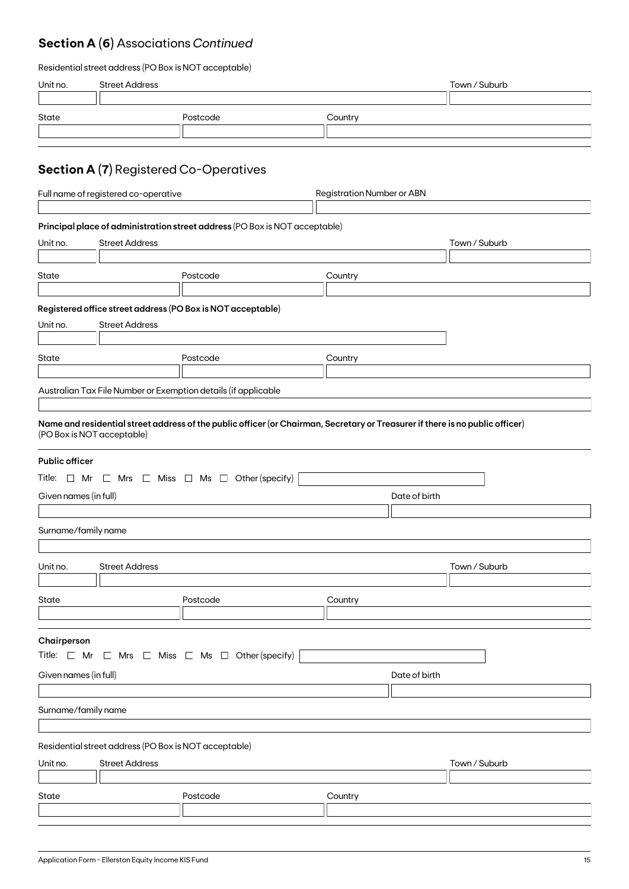## Section A (6) Associations *Continued*

Residential street address (PO Box is NOT acceptable)

| Unit no. | Street Address | Town / Suburb |
|---|---|---|
| | | |

| State | Postcode | Country |
|---|---|---|
| | | |

## Section A (7) Registered Co-Operatives

| Full name of registered co-operative | Registration Number or ABN |
|---|---|
| | |

**Principal place of administration street address** (PO Box is NOT acceptable)

| Unit no. | Street Address | Town / Suburb |
|---|---|---|
| | | |

| State | Postcode | Country |
|---|---|---|
| | | |

**Registered office street address (PO Box is NOT acceptable)**

| Unit no. | Street Address |
|---|---|
| | |

| State | Postcode | Country |
|---|---|---|
| | | |

Australian Tax File Number or Exemption details (if applicable

| |
|---|
| |

**Name and residential street address of the public officer (or Chairman, Secretary or Treasurer if there is no public officer)** (PO Box is NOT acceptable)

**Public officer**

Title: ☐ Mr ☐ Mrs ☐ Miss ☐ Ms ☐ Other (specify) ____________

| Given names (in full) | Date of birth |
|---|---|
| | |

Surname/family name

| |
|---|
| |

| Unit no. | Street Address | Town / Suburb |
|---|---|---|
| | | |

| State | Postcode | Country |
|---|---|---|
| | | |

**Chairperson**

Title: ☐ Mr ☐ Mrs ☐ Miss ☐ Ms ☐ Other (specify) ____________

| Given names (in full) | Date of birth |
|---|---|
| | |

Surname/family name

| |
|---|
| |

Residential street address (PO Box is NOT acceptable)

| Unit no. | Street Address | Town / Suburb |
|---|---|---|
| | | |

| State | Postcode | Country |
|---|---|---|
| | | |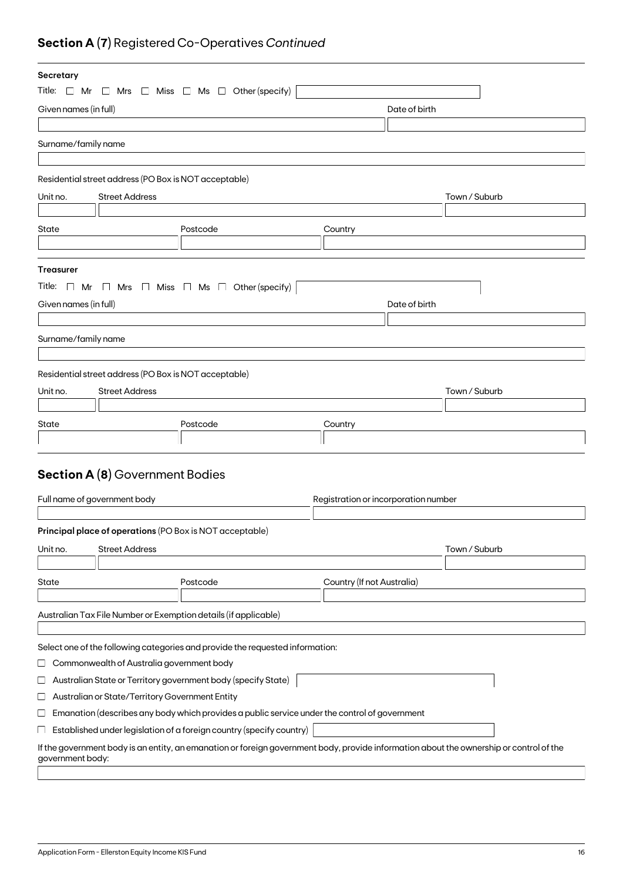## **Section A (7)** Registered Co-Operatives *Continued*

**Secretary**

Title: ☐ Mr ☐ Mrs ☐ Miss ☐ Ms ☐ Other (specify)

Given names (in full)

Date of birth

Surname/family name

Residential street address (PO Box is NOT acceptable)

Unit no. Street Address Town / Suburb

State Postcode Country

**Treasurer**

Title: ☐ Mr ☐ Mrs ☐ Miss ☐ Ms ☐ Other (specify)

Given names (in full)

Date of birth

Surname/family name

Residential street address (PO Box is NOT acceptable)

Unit no. Street Address Town / Suburb

State Postcode Country

## **Section A (8)** Government Bodies

Full name of government body

Registration or incorporation number

**Principal place of operations** (PO Box is NOT acceptable)

Unit no. Street Address Town / Suburb

State Postcode Country (If not Australia)

Australian Tax File Number or Exemption details (if applicable)

Select one of the following categories and provide the requested information:

☐ Commonwealth of Australia government body

☐ Australian State or Territory government body (specify State)

☐ Australian or State/Territory Government Entity

☐ Emanation (describes any body which provides a public service under the control of government

☐ Established under legislation of a foreign country (specify country)

If the government body is an entity, an emanation or foreign government body, provide information about the ownership or control of the government body: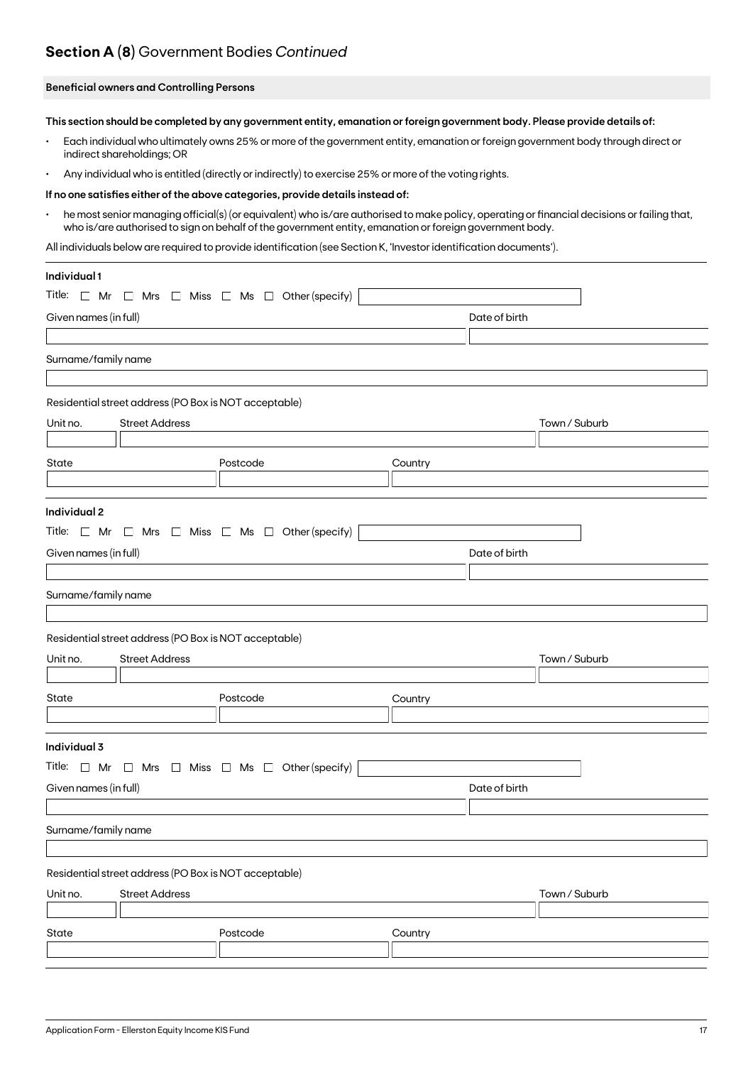## **Section A (8)** Government Bodies *Continued*

**Beneficial owners and Controlling Persons**

**This section should be completed by any government entity, emanation or foreign government body. Please provide details of:**

- Each individual who ultimately owns 25% or more of the government entity, emanation or foreign government body through direct or indirect shareholdings; OR
- Any individual who is entitled (directly or indirectly) to exercise 25% or more of the voting rights.

**If no one satisfies either of the above categories, provide details instead of:**

- he most senior managing official(s) (or equivalent) who is/are authorised to make policy, operating or financial decisions or failing that, who is/are authorised to sign on behalf of the government entity, emanation or foreign government body.

All individuals below are required to provide identification (see Section K, 'Investor identification documents').

**Individual 1**

Title: ☐ Mr ☐ Mrs ☐ Miss ☐ Ms ☐ Other (specify)

Given names (in full) | Date of birth

Surname/family name

Residential street address (PO Box is NOT acceptable)

Unit no. | Street Address | Town / Suburb

State | Postcode | Country

**Individual 2**

Title: ☐ Mr ☐ Mrs ☐ Miss ☐ Ms ☐ Other (specify)

Given names (in full) | Date of birth

Surname/family name

Residential street address (PO Box is NOT acceptable)

Unit no. | Street Address | Town / Suburb

State | Postcode | Country

**Individual 3**

Title: ☐ Mr ☐ Mrs ☐ Miss ☐ Ms ☐ Other (specify)

Given names (in full) | Date of birth

Surname/family name

Residential street address (PO Box is NOT acceptable)

Unit no. | Street Address | Town / Suburb

State | Postcode | Country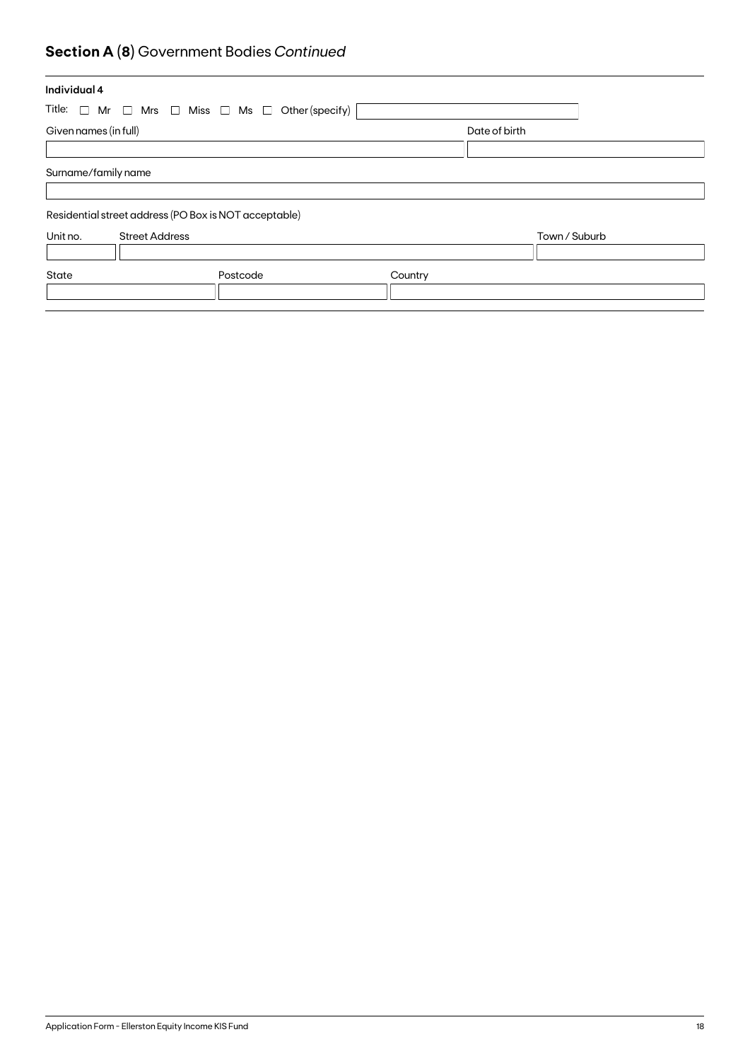## **Section A (8)** Government Bodies *Continued*

**Individual 4**

Title: ☐ Mr ☐ Mrs ☐ Miss ☐ Ms ☐ Other (specify) \_\_\_\_\_\_\_\_\_\_

| Given names (in full) | Date of birth |
|---|---|
| | |

| Surname/family name |
|---|
| |

Residential street address (PO Box is NOT acceptable)

| Unit no. | Street Address | Town / Suburb |
|---|---|---|
| | | |

| State | Postcode | Country |
|---|---|---|
| | | |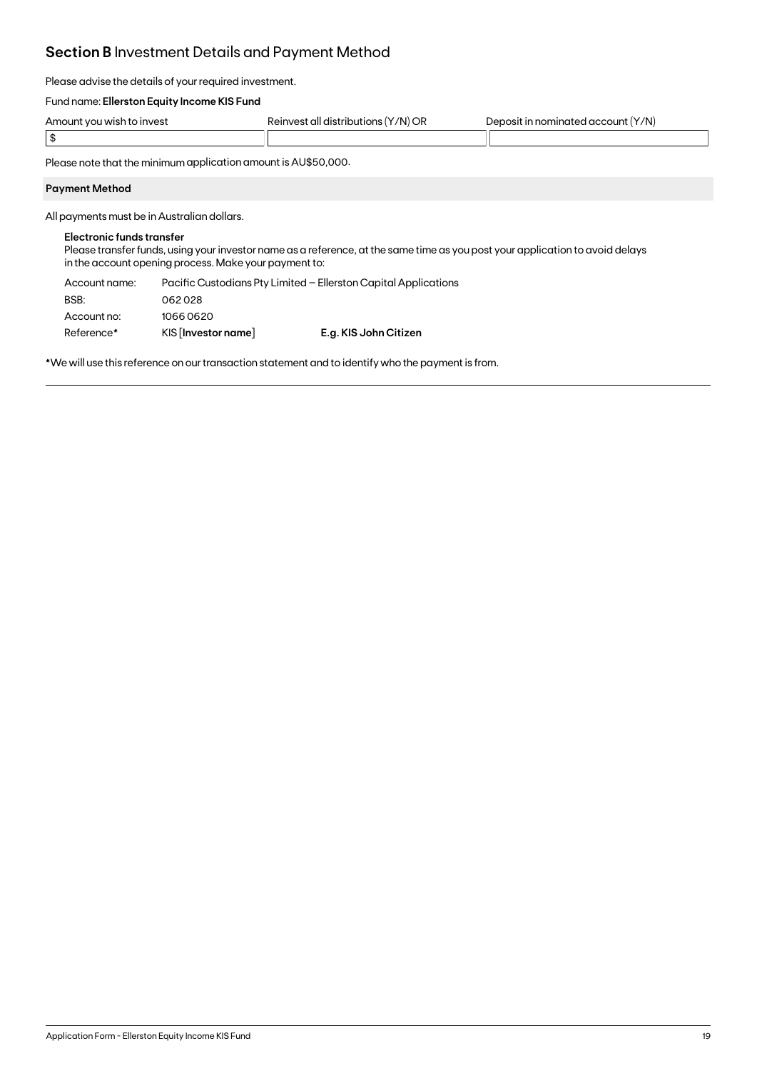## **Section B** Investment Details and Payment Method

Please advise the details of your required investment.

Fund name: **Ellerston Equity Income KIS Fund**

| Amount you wish to invest | Reinvest all distributions (Y/N) OR | Deposit in nominated account (Y/N) |
|---|---|---|
| $ | | |

Please note that the minimum application amount is AU$50,000.

### Payment Method

All payments must be in Australian dollars.

**Electronic funds transfer**

Please transfer funds, using your investor name as a reference, at the same time as you post your application to avoid delays in the account opening process. Make your payment to:

| | | |
|---|---|---|
| Account name: | Pacific Custodians Pty Limited – Ellerston Capital Applications | |
| BSB: | 062 028 | |
| Account no: | 1066 0620 | |
| Reference* | KIS [**Investor name**] | **E.g. KIS John Citizen** |

*We will use this reference on our transaction statement and to identify who the payment is from.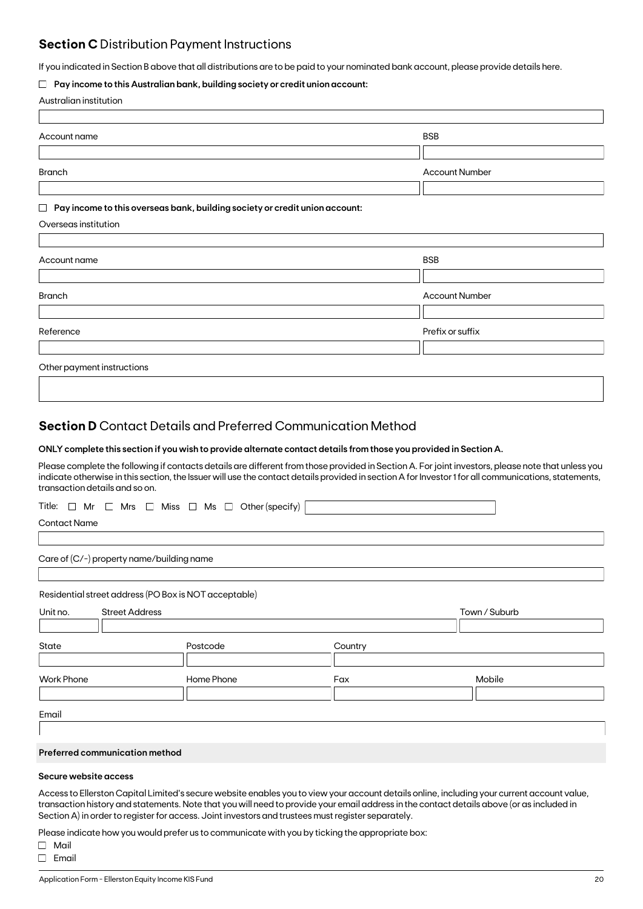## **Section C** Distribution Payment Instructions

If you indicated in Section B above that all distributions are to be paid to your nominated bank account, please provide details here.

☐ **Pay income to this Australian bank, building society or credit union account:**

Australian institution

| Account name | BSB |
|---|---|
| | |

| Branch | Account Number |
|---|---|
| | |

☐ **Pay income to this overseas bank, building society or credit union account:**

Overseas institution

| Account name | BSB |
|---|---|
| | |

| Branch | Account Number |
|---|---|
| | |

| Reference | Prefix or suffix |
|---|---|
| | |

Other payment instructions

## **Section D** Contact Details and Preferred Communication Method

**ONLY complete this section if you wish to provide alternate contact details from those you provided in Section A.**

Please complete the following if contacts details are different from those provided in Section A. For joint investors, please note that unless you indicate otherwise in this section, the Issuer will use the contact details provided in section A for Investor 1 for all communications, statements, transaction details and so on.

Title: ☐ Mr ☐ Mrs ☐ Miss ☐ Ms ☐ Other (specify)

Contact Name

Care of (C/-) property name/building name

Residential street address (PO Box is NOT acceptable)

| Unit no. | Street Address | Town / Suburb |
|---|---|---|
| | | |

| State | Postcode | Country |
|---|---|---|
| | | |

| Work Phone | Home Phone | Fax | Mobile |
|---|---|---|---|
| | | | |

Email

**Preferred communication method**

**Secure website access**

Access to Ellerston Capital Limited's secure website enables you to view your account details online, including your current account value, transaction history and statements. Note that you will need to provide your email address in the contact details above (or as included in Section A) in order to register for access. Joint investors and trustees must register separately.

Please indicate how you would prefer us to communicate with you by ticking the appropriate box:

☐ Mail

☐ Email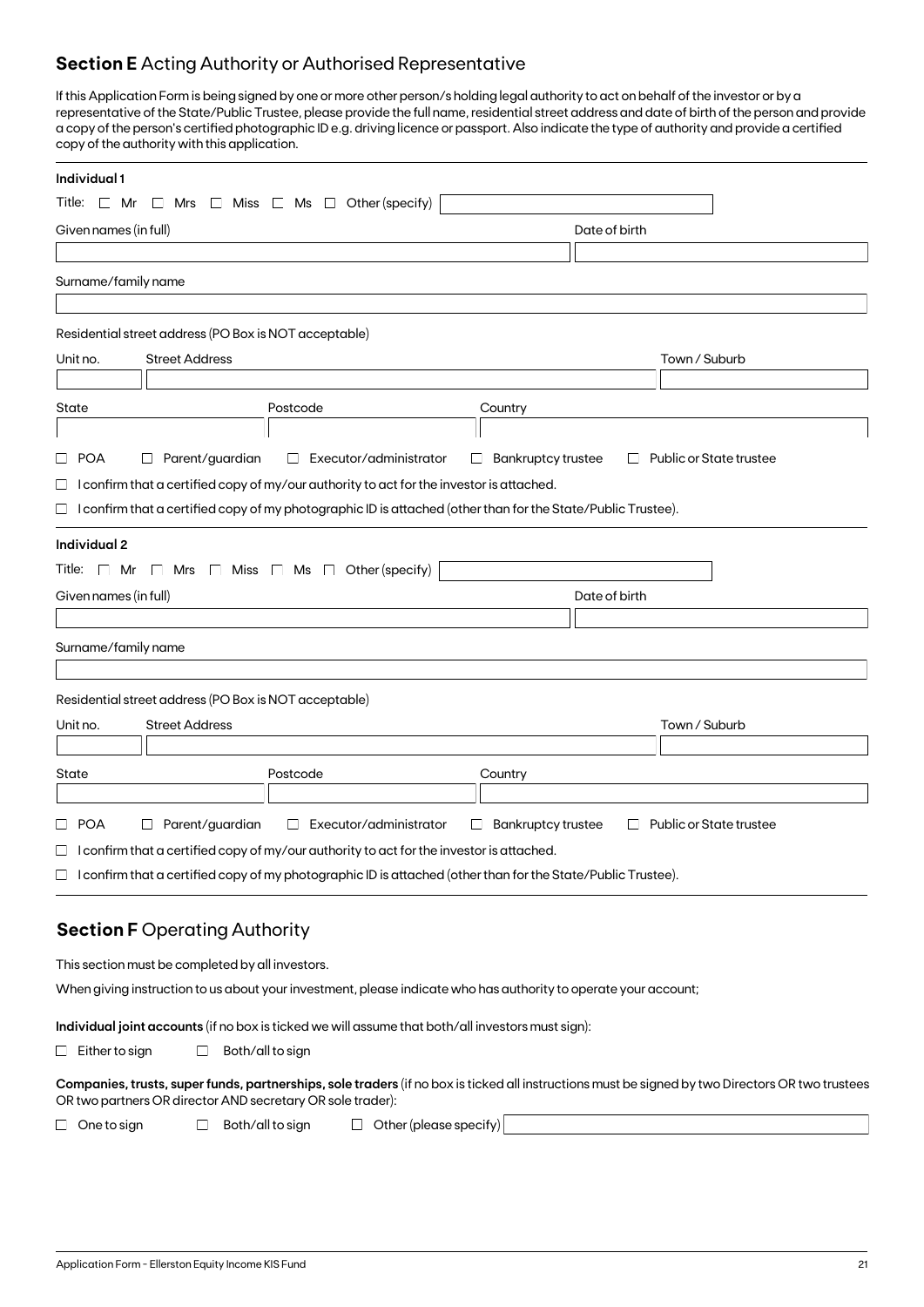## **Section E** Acting Authority or Authorised Representative

If this Application Form is being signed by one or more other person/s holding legal authority to act on behalf of the investor or by a representative of the State/Public Trustee, please provide the full name, residential street address and date of birth of the person and provide a copy of the person's certified photographic ID e.g. driving licence or passport. Also indicate the type of authority and provide a certified copy of the authority with this application.

**Individual 1**

Title: ☐ Mr ☐ Mrs ☐ Miss ☐ Ms ☐ Other (specify) \_\_\_\_\_\_\_\_\_\_

Given names (in full) \_\_\_\_\_\_\_\_\_\_ Date of birth \_\_\_\_\_\_\_\_\_\_

Surname/family name \_\_\_\_\_\_\_\_\_\_

Residential street address (PO Box is NOT acceptable)

Unit no. \_\_\_\_ Street Address \_\_\_\_\_\_\_\_\_\_ Town / Suburb \_\_\_\_\_\_\_\_\_\_

State \_\_\_\_ Postcode \_\_\_\_ Country \_\_\_\_\_\_\_\_\_\_

☐ POA ☐ Parent/guardian ☐ Executor/administrator ☐ Bankruptcy trustee ☐ Public or State trustee

☐ I confirm that a certified copy of my/our authority to act for the investor is attached.

☐ I confirm that a certified copy of my photographic ID is attached (other than for the State/Public Trustee).

**Individual 2**

Title: ☐ Mr ☐ Mrs ☐ Miss ☐ Ms ☐ Other (specify) \_\_\_\_\_\_\_\_\_\_

Given names (in full) \_\_\_\_\_\_\_\_\_\_ Date of birth \_\_\_\_\_\_\_\_\_\_

Surname/family name \_\_\_\_\_\_\_\_\_\_

Residential street address (PO Box is NOT acceptable)

Unit no. \_\_\_\_ Street Address \_\_\_\_\_\_\_\_\_\_ Town / Suburb \_\_\_\_\_\_\_\_\_\_

State \_\_\_\_ Postcode \_\_\_\_ Country \_\_\_\_\_\_\_\_\_\_

☐ POA ☐ Parent/guardian ☐ Executor/administrator ☐ Bankruptcy trustee ☐ Public or State trustee

☐ I confirm that a certified copy of my/our authority to act for the investor is attached.

☐ I confirm that a certified copy of my photographic ID is attached (other than for the State/Public Trustee).

## **Section F** Operating Authority

This section must be completed by all investors.

When giving instruction to us about your investment, please indicate who has authority to operate your account;

**Individual joint accounts** (if no box is ticked we will assume that both/all investors must sign):

☐ Either to sign ☐ Both/all to sign

**Companies, trusts, super funds, partnerships, sole traders** (if no box is ticked all instructions must be signed by two Directors OR two trustees OR two partners OR director AND secretary OR sole trader):

☐ One to sign ☐ Both/all to sign ☐ Other (please specify) \_\_\_\_\_\_\_\_\_\_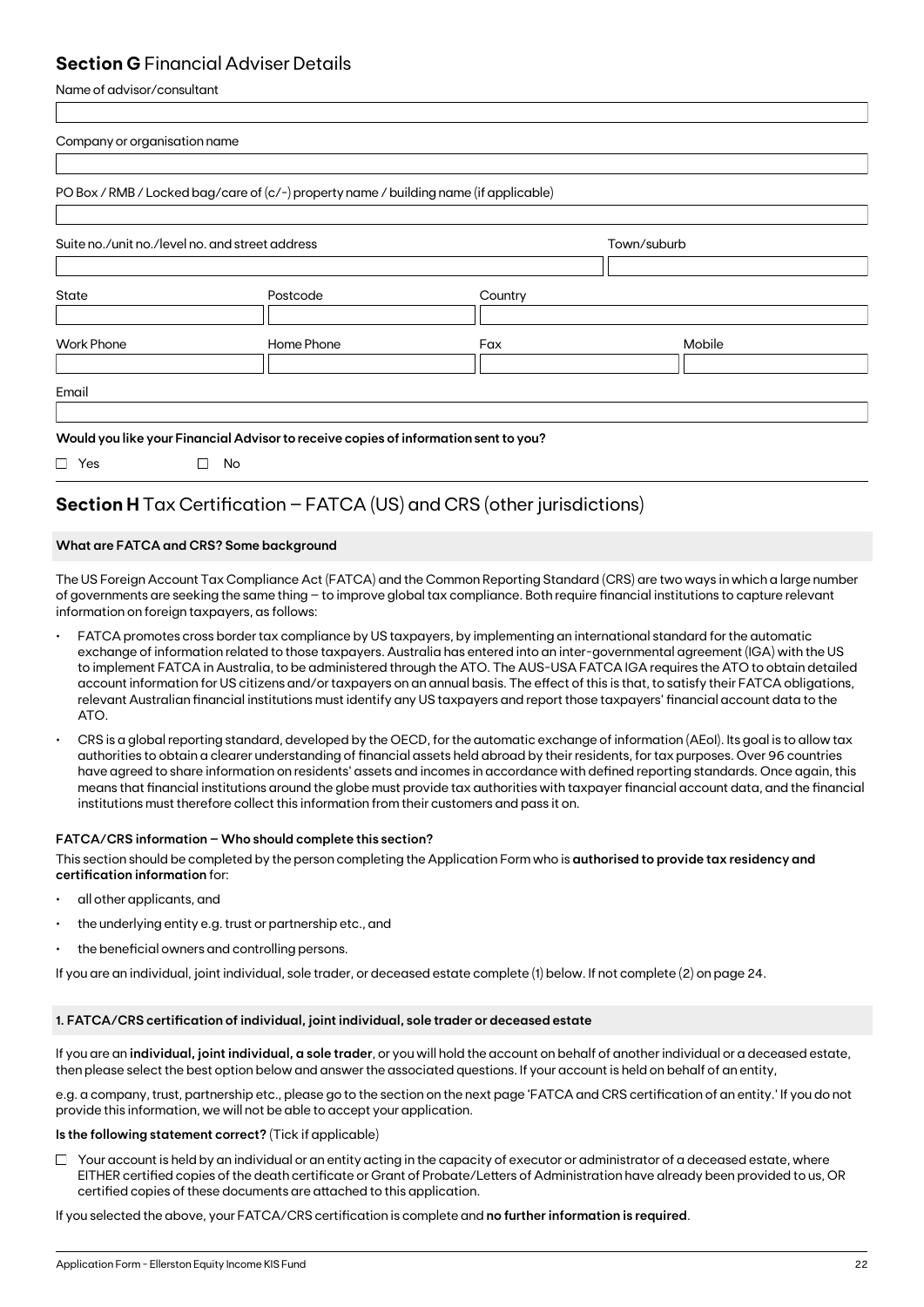## Section G Financial Adviser Details

Name of advisor/consultant

Company or organisation name

PO Box / RMB / Locked bag/care of (c/-) property name / building name (if applicable)

Suite no./unit no./level no. and street address

Town/suburb

State

Postcode

Country

Work Phone

Home Phone

Fax

Mobile

Email

**Would you like your Financial Advisor to receive copies of information sent to you?**

☐ Yes ☐ No

## Section H Tax Certification – FATCA (US) and CRS (other jurisdictions)

**What are FATCA and CRS? Some background**

The US Foreign Account Tax Compliance Act (FATCA) and the Common Reporting Standard (CRS) are two ways in which a large number of governments are seeking the same thing – to improve global tax compliance. Both require financial institutions to capture relevant information on foreign taxpayers, as follows:

- FATCA promotes cross border tax compliance by US taxpayers, by implementing an international standard for the automatic exchange of information related to those taxpayers. Australia has entered into an inter-governmental agreement (IGA) with the US to implement FATCA in Australia, to be administered through the ATO. The AUS-USA FATCA IGA requires the ATO to obtain detailed account information for US citizens and/or taxpayers on an annual basis. The effect of this is that, to satisfy their FATCA obligations, relevant Australian financial institutions must identify any US taxpayers and report those taxpayers' financial account data to the ATO.
- CRS is a global reporting standard, developed by the OECD, for the automatic exchange of information (AEoI). Its goal is to allow tax authorities to obtain a clearer understanding of financial assets held abroad by their residents, for tax purposes. Over 96 countries have agreed to share information on residents' assets and incomes in accordance with defined reporting standards. Once again, this means that financial institutions around the globe must provide tax authorities with taxpayer financial account data, and the financial institutions must therefore collect this information from their customers and pass it on.

**FATCA/CRS information – Who should complete this section?**

This section should be completed by the person completing the Application Form who is **authorised to provide tax residency and certification information** for:

- all other applicants, and
- the underlying entity e.g. trust or partnership etc., and
- the beneficial owners and controlling persons.

If you are an individual, joint individual, sole trader, or deceased estate complete (1) below. If not complete (2) on page 24.

**1. FATCA/CRS certification of individual, joint individual, sole trader or deceased estate**

If you are an **individual, joint individual, a sole trader**, or you will hold the account on behalf of another individual or a deceased estate, then please select the best option below and answer the associated questions. If your account is held on behalf of an entity,

e.g. a company, trust, partnership etc., please go to the section on the next page 'FATCA and CRS certification of an entity.' If you do not provide this information, we will not be able to accept your application.

**Is the following statement correct?** (Tick if applicable)

☐ Your account is held by an individual or an entity acting in the capacity of executor or administrator of a deceased estate, where EITHER certified copies of the death certificate or Grant of Probate/Letters of Administration have already been provided to us, OR certified copies of these documents are attached to this application.

If you selected the above, your FATCA/CRS certification is complete and **no further information is required**.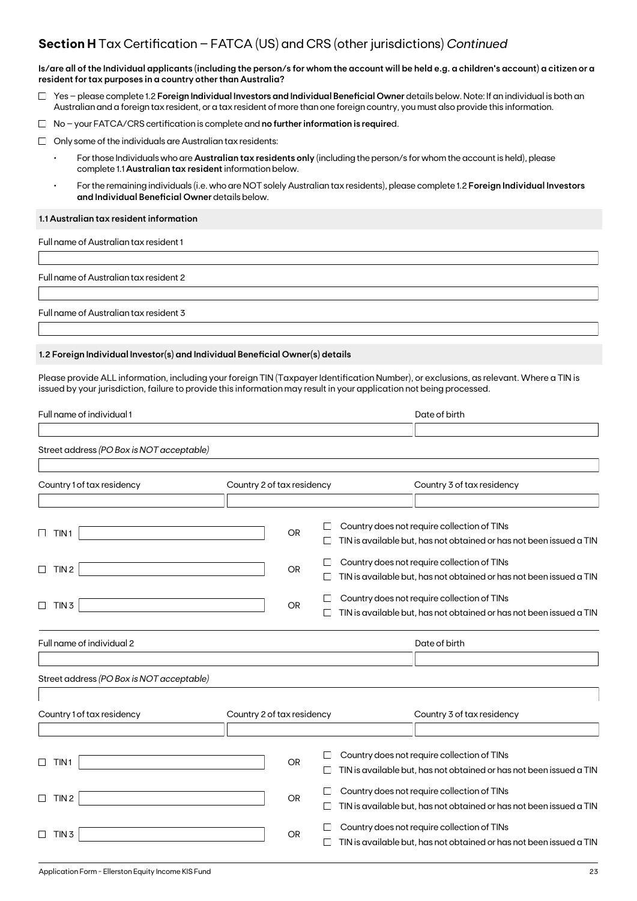## **Section H** Tax Certification – FATCA (US) and CRS (other jurisdictions) *Continued*

**Is/are all of the Individual applicants (including the person/s for whom the account will be held e.g. a children's account) a citizen or a resident for tax purposes in a country other than Australia?**

☐ Yes – please complete 1.2 **Foreign Individual Investors and Individual Beneficial Owner** details below. Note: If an individual is both an Australian and a foreign tax resident, or a tax resident of more than one foreign country, you must also provide this information.

☐ No – your FATCA/CRS certification is complete and **no further information is required**.

☐ Only some of the individuals are Australian tax residents:

- For those Individuals who are **Australian tax residents only** (including the person/s for whom the account is held), please complete 1.1 **Australian tax resident** information below.
- For the remaining individuals (i.e. who are NOT solely Australian tax residents), please complete 1.2 **Foreign Individual Investors and Individual Beneficial Owner** details below.

**1.1 Australian tax resident information**

Full name of Australian tax resident 1

Full name of Australian tax resident 2

Full name of Australian tax resident 3

**1.2 Foreign Individual Investor(s) and Individual Beneficial Owner(s) details**

Please provide ALL information, including your foreign TIN (Taxpayer Identification Number), or exclusions, as relevant. Where a TIN is issued by your jurisdiction, failure to provide this information may result in your application not being processed.

Full name of individual 1

Date of birth

Street address *(PO Box is NOT acceptable)*

Country 1 of tax residency | Country 2 of tax residency | Country 3 of tax residency

☐ TIN 1 OR ☐ Country does not require collection of TINs ☐ TIN is available but, has not obtained or has not been issued a TIN

☐ TIN 2 OR ☐ Country does not require collection of TINs ☐ TIN is available but, has not obtained or has not been issued a TIN

☐ TIN 3 OR ☐ Country does not require collection of TINs ☐ TIN is available but, has not obtained or has not been issued a TIN

Full name of individual 2

Date of birth

Street address *(PO Box is NOT acceptable)*

Country 1 of tax residency | Country 2 of tax residency | Country 3 of tax residency

☐ TIN 1 OR ☐ Country does not require collection of TINs ☐ TIN is available but, has not obtained or has not been issued a TIN

☐ TIN 2 OR ☐ Country does not require collection of TINs ☐ TIN is available but, has not obtained or has not been issued a TIN

☐ TIN 3 OR ☐ Country does not require collection of TINs ☐ TIN is available but, has not obtained or has not been issued a TIN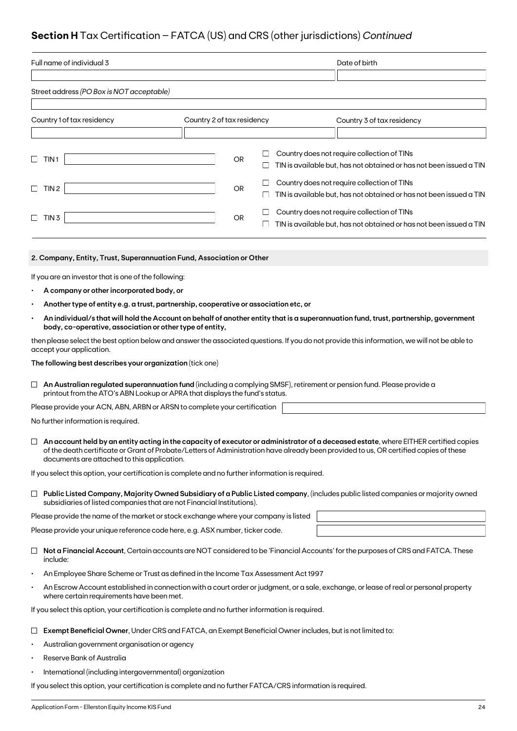## **Section H** Tax Certification – FATCA (US) and CRS (other jurisdictions) *Continued*

| Full name of individual 3 | Date of birth |
|---|---|
| | |

Street address *(PO Box is NOT acceptable)*

| Country 1 of tax residency | Country 2 of tax residency | Country 3 of tax residency |
|---|---|---|
| | | |

☐ TIN 1 ________ OR ☐ Country does not require collection of TINs ☐ TIN is available but, has not obtained or has not been issued a TIN

☐ TIN 2 ________ OR ☐ Country does not require collection of TINs ☐ TIN is available but, has not obtained or has not been issued a TIN

☐ TIN 3 ________ OR ☐ Country does not require collection of TINs ☐ TIN is available but, has not obtained or has not been issued a TIN

### 2. Company, Entity, Trust, Superannuation Fund, Association or Other

If you are an investor that is one of the following:

- **A company or other incorporated body, or**
- **Another type of entity e.g. a trust, partnership, cooperative or association etc, or**
- **An individual/s that will hold the Account on behalf of another entity that is a superannuation fund, trust, partnership, government body, co-operative, association or other type of entity,**

then please select the best option below and answer the associated questions. If you do not provide this information, we will not be able to accept your application.

**The following best describes your organization** (tick one)

☐ **An Australian regulated superannuation fund** (including a complying SMSF), retirement or pension fund. Please provide a printout from the ATO's ABN Lookup or APRA that displays the fund's status.

Please provide your ACN, ABN, ARBN or ARSN to complete your certification ________

No further information is required.

☐ **An account held by an entity acting in the capacity of executor or administrator of a deceased estate**, where EITHER certified copies of the death certificate or Grant of Probate/Letters of Administration have already been provided to us, OR certified copies of these documents are attached to this application.

If you select this option, your certification is complete and no further information is required.

☐ **Public Listed Company, Majority Owned Subsidiary of a Public Listed company**, (includes public listed companies or majority owned subsidiaries of listed companies that are not Financial Institutions).

Please provide the name of the market or stock exchange where your company is listed ________

Please provide your unique reference code here, e.g. ASX number, ticker code. ________

☐ **Not a Financial Account**, Certain accounts are NOT considered to be 'Financial Accounts' for the purposes of CRS and FATCA. These include:

- An Employee Share Scheme or Trust as defined in the Income Tax Assessment Act 1997
- An Escrow Account established in connection with a court order or judgment, or a sale, exchange, or lease of real or personal property where certain requirements have been met.

If you select this option, your certification is complete and no further information is required.

☐ **Exempt Beneficial Owner**, Under CRS and FATCA, an Exempt Beneficial Owner includes, but is not limited to:

- Australian government organisation or agency
- Reserve Bank of Australia
- International (including intergovernmental) organization

If you select this option, your certification is complete and no further FATCA/CRS information is required.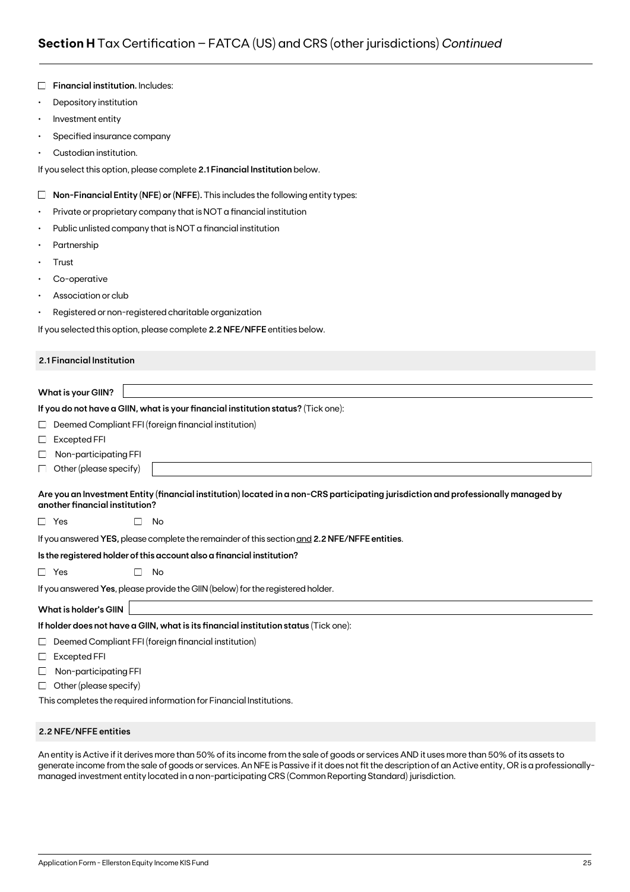## Section H Tax Certification – FATCA (US) and CRS (other jurisdictions) *Continued*

☐ **Financial institution.** Includes:

- Depository institution
- Investment entity
- Specified insurance company
- Custodian institution.

If you select this option, please complete **2.1 Financial Institution** below.

☐ **Non-Financial Entity (NFE) or (NFFE).** This includes the following entity types:

- Private or proprietary company that is NOT a financial institution
- Public unlisted company that is NOT a financial institution
- Partnership
- Trust
- Co-operative
- Association or club
- Registered or non-registered charitable organization

If you selected this option, please complete **2.2 NFE/NFFE** entities below.

### 2.1 Financial Institution

**What is your GIIN?** ____________________

**If you do not have a GIIN, what is your financial institution status?** (Tick one):

☐ Deemed Compliant FFI (foreign financial institution)

☐ Excepted FFI

☐ Non-participating FFI

☐ Other (please specify) ____________________

**Are you an Investment Entity (financial institution) located in a non-CRS participating jurisdiction and professionally managed by another financial institution?**

☐ Yes ☐ No

If you answered **YES,** please complete the remainder of this section and **2.2 NFE/NFFE entities**.

**Is the registered holder of this account also a financial institution?**

☐ Yes ☐ No

If you answered **Yes**, please provide the GIIN (below) for the registered holder.

**What is holder's GIIN** ____________________

**If holder does not have a GIIN, what is its financial institution status** (Tick one):

☐ Deemed Compliant FFI (foreign financial institution)

☐ Excepted FFI

☐ Non-participating FFI

☐ Other (please specify)

This completes the required information for Financial Institutions.

### 2.2 NFE/NFFE entities

An entity is Active if it derives more than 50% of its income from the sale of goods or services AND it uses more than 50% of its assets to generate income from the sale of goods or services. An NFE is Passive if it does not fit the description of an Active entity, OR is a professionally-managed investment entity located in a non-participating CRS (Common Reporting Standard) jurisdiction.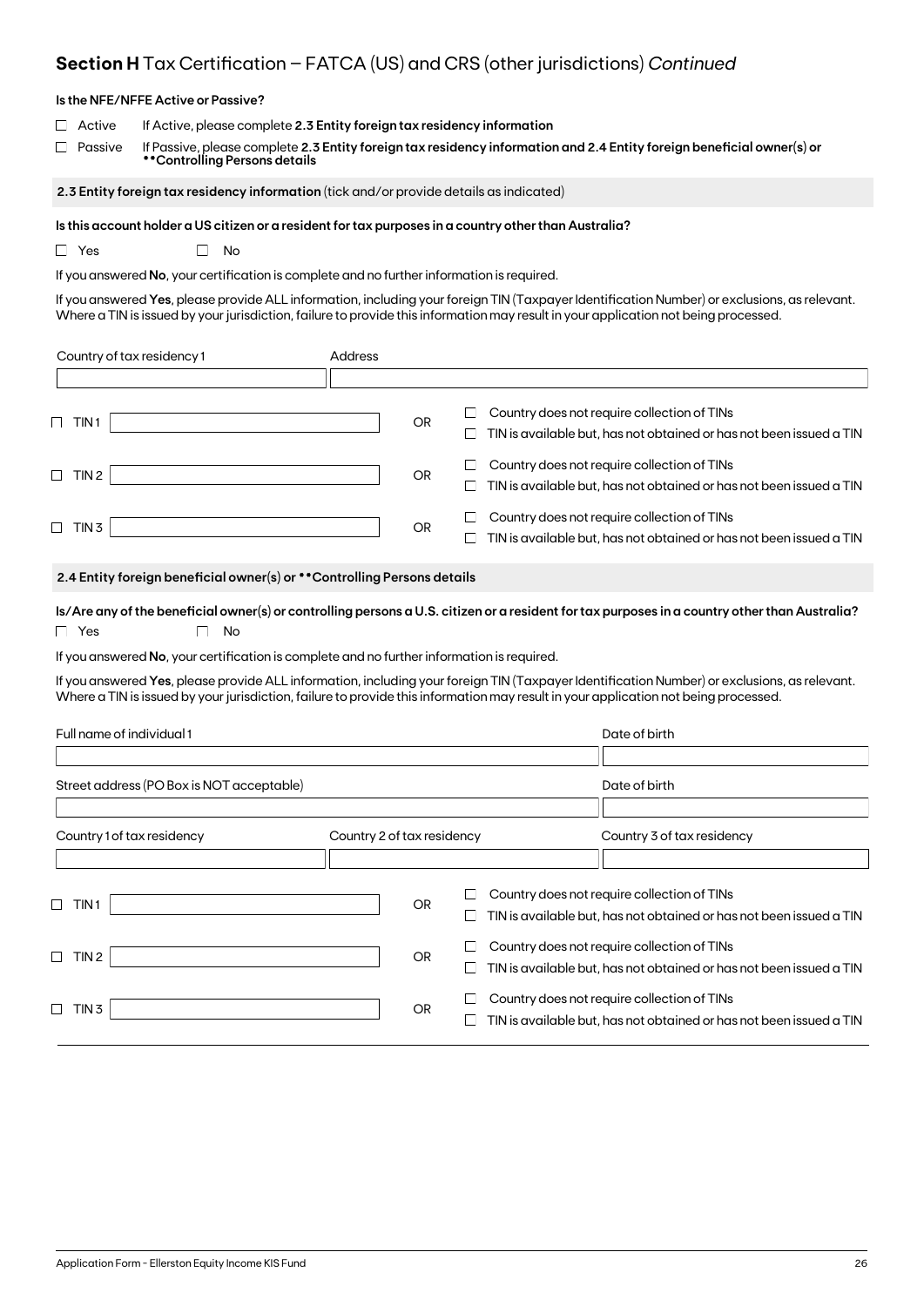## Section H Tax Certification – FATCA (US) and CRS (other jurisdictions) *Continued*

**Is the NFE/NFFE Active or Passive?**

☐ Active   If Active, please complete **2.3 Entity foreign tax residency information**

☐ Passive   If Passive, please complete **2.3 Entity foreign tax residency information and 2.4 Entity foreign beneficial owner(s) or **Controlling Persons details**

### 2.3 Entity foreign tax residency information (tick and/or provide details as indicated)

**Is this account holder a US citizen or a resident for tax purposes in a country other than Australia?**

☐ Yes   ☐ No

If you answered **No**, your certification is complete and no further information is required.

If you answered **Yes**, please provide ALL information, including your foreign TIN (Taxpayer Identification Number) or exclusions, as relevant. Where a TIN is issued by your jurisdiction, failure to provide this information may result in your application not being processed.

| Country of tax residency 1 | Address |
|---|---|
| | |

| | | | |
|---|---|---|---|
| ☐ TIN 1 | | OR | ☐ Country does not require collection of TINs<br>☐ TIN is available but, has not obtained or has not been issued a TIN |
| ☐ TIN 2 | | OR | ☐ Country does not require collection of TINs<br>☐ TIN is available but, has not obtained or has not been issued a TIN |
| ☐ TIN 3 | | OR | ☐ Country does not require collection of TINs<br>☐ TIN is available but, has not obtained or has not been issued a TIN |

### 2.4 Entity foreign beneficial owner(s) or **Controlling Persons details

**Is/Are any of the beneficial owner(s) or controlling persons a U.S. citizen or a resident for tax purposes in a country other than Australia?**

☐ Yes   ☐ No

If you answered **No**, your certification is complete and no further information is required.

If you answered **Yes**, please provide ALL information, including your foreign TIN (Taxpayer Identification Number) or exclusions, as relevant. Where a TIN is issued by your jurisdiction, failure to provide this information may result in your application not being processed.

| Full name of individual 1 | | Date of birth |
|---|---|---|
| | | |
| **Street address (PO Box is NOT acceptable)** | | **Date of birth** |
| | | |
| **Country 1 of tax residency** | **Country 2 of tax residency** | **Country 3 of tax residency** |
| | | |

| | | | |
|---|---|---|---|
| ☐ TIN 1 | | OR | ☐ Country does not require collection of TINs<br>☐ TIN is available but, has not obtained or has not been issued a TIN |
| ☐ TIN 2 | | OR | ☐ Country does not require collection of TINs<br>☐ TIN is available but, has not obtained or has not been issued a TIN |
| ☐ TIN 3 | | OR | ☐ Country does not require collection of TINs<br>☐ TIN is available but, has not obtained or has not been issued a TIN |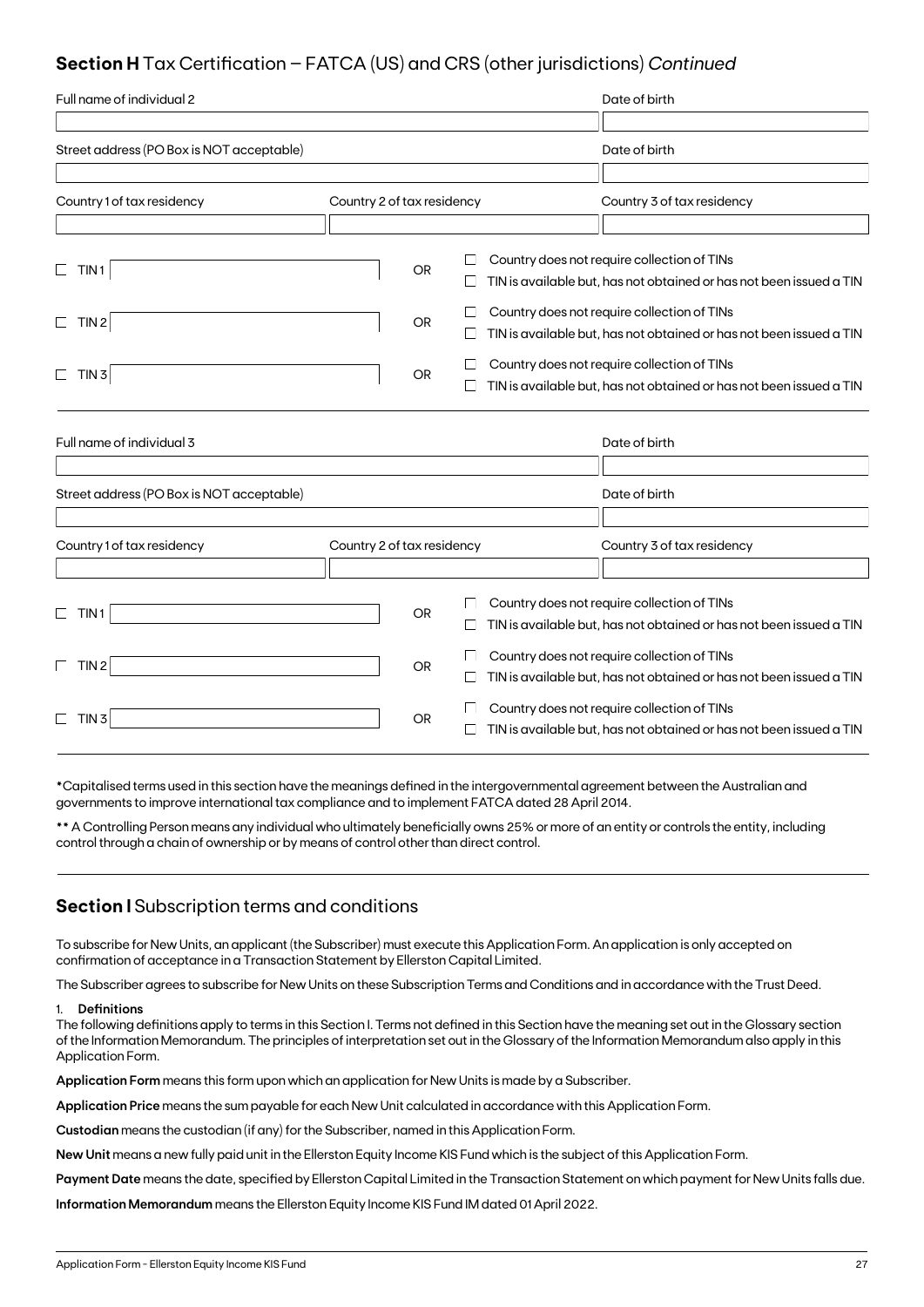## Section H Tax Certification – FATCA (US) and CRS (other jurisdictions) *Continued*

| Full name of individual 2 | | Date of birth |
|---|---|---|
| | | |
| Street address (PO Box is NOT acceptable) | | Date of birth |
| | | |
| Country 1 of tax residency | Country 2 of tax residency | Country 3 of tax residency |
| | | |

☐ TIN 1 ______ OR ☐ Country does not require collection of TINs ☐ TIN is available but, has not obtained or has not been issued a TIN

☐ TIN 2 ______ OR ☐ Country does not require collection of TINs ☐ TIN is available but, has not obtained or has not been issued a TIN

☐ TIN 3 ______ OR ☐ Country does not require collection of TINs ☐ TIN is available but, has not obtained or has not been issued a TIN

| Full name of individual 3 | | Date of birth |
|---|---|---|
| | | |
| Street address (PO Box is NOT acceptable) | | Date of birth |
| | | |
| Country 1 of tax residency | Country 2 of tax residency | Country 3 of tax residency |
| | | |

☐ TIN 1 ______ OR ☐ Country does not require collection of TINs ☐ TIN is available but, has not obtained or has not been issued a TIN

☐ TIN 2 ______ OR ☐ Country does not require collection of TINs ☐ TIN is available but, has not obtained or has not been issued a TIN

☐ TIN 3 ______ OR ☐ Country does not require collection of TINs ☐ TIN is available but, has not obtained or has not been issued a TIN

*Capitalised terms used in this section have the meanings defined in the intergovernmental agreement between the Australian and governments to improve international tax compliance and to implement FATCA dated 28 April 2014.

** A Controlling Person means any individual who ultimately beneficially owns 25% or more of an entity or controls the entity, including control through a chain of ownership or by means of control other than direct control.

## Section I Subscription terms and conditions

To subscribe for New Units, an applicant (the Subscriber) must execute this Application Form. An application is only accepted on confirmation of acceptance in a Transaction Statement by Ellerston Capital Limited.

The Subscriber agrees to subscribe for New Units on these Subscription Terms and Conditions and in accordance with the Trust Deed.

1. **Definitions**

The following definitions apply to terms in this Section I. Terms not defined in this Section have the meaning set out in the Glossary section of the Information Memorandum. The principles of interpretation set out in the Glossary of the Information Memorandum also apply in this Application Form.

**Application Form** means this form upon which an application for New Units is made by a Subscriber.

**Application Price** means the sum payable for each New Unit calculated in accordance with this Application Form.

**Custodian** means the custodian (if any) for the Subscriber, named in this Application Form.

**New Unit** means a new fully paid unit in the Ellerston Equity Income KIS Fund which is the subject of this Application Form.

**Payment Date** means the date, specified by Ellerston Capital Limited in the Transaction Statement on which payment for New Units falls due.

**Information Memorandum** means the Ellerston Equity Income KIS Fund IM dated 01 April 2022.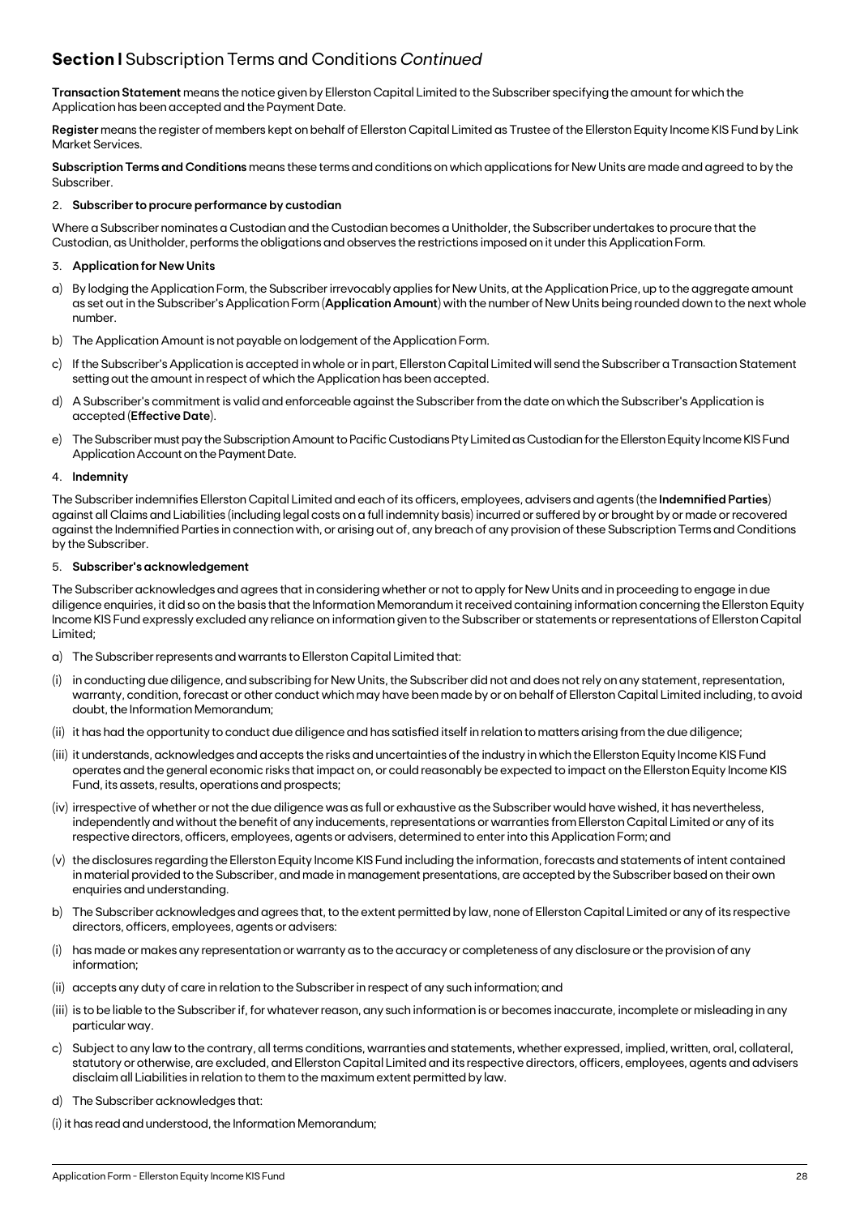## **Section I** Subscription Terms and Conditions *Continued*

**Transaction Statement** means the notice given by Ellerston Capital Limited to the Subscriber specifying the amount for which the Application has been accepted and the Payment Date.

**Register** means the register of members kept on behalf of Ellerston Capital Limited as Trustee of the Ellerston Equity Income KIS Fund by Link Market Services.

**Subscription Terms and Conditions** means these terms and conditions on which applications for New Units are made and agreed to by the Subscriber.

2. **Subscriber to procure performance by custodian**

Where a Subscriber nominates a Custodian and the Custodian becomes a Unitholder, the Subscriber undertakes to procure that the Custodian, as Unitholder, performs the obligations and observes the restrictions imposed on it under this Application Form.

3. **Application for New Units**

a) By lodging the Application Form, the Subscriber irrevocably applies for New Units, at the Application Price, up to the aggregate amount as set out in the Subscriber's Application Form (**Application Amount**) with the number of New Units being rounded down to the next whole number.

b) The Application Amount is not payable on lodgement of the Application Form.

c) If the Subscriber's Application is accepted in whole or in part, Ellerston Capital Limited will send the Subscriber a Transaction Statement setting out the amount in respect of which the Application has been accepted.

d) A Subscriber's commitment is valid and enforceable against the Subscriber from the date on which the Subscriber's Application is accepted (**Effective Date**).

e) The Subscriber must pay the Subscription Amount to Pacific Custodians Pty Limited as Custodian for the Ellerston Equity Income KIS Fund Application Account on the Payment Date.

4. **Indemnity**

The Subscriber indemnifies Ellerston Capital Limited and each of its officers, employees, advisers and agents (the **Indemnified Parties**) against all Claims and Liabilities (including legal costs on a full indemnity basis) incurred or suffered by or brought by or made or recovered against the Indemnified Parties in connection with, or arising out of, any breach of any provision of these Subscription Terms and Conditions by the Subscriber.

5. **Subscriber's acknowledgement**

The Subscriber acknowledges and agrees that in considering whether or not to apply for New Units and in proceeding to engage in due diligence enquiries, it did so on the basis that the Information Memorandum it received containing information concerning the Ellerston Equity Income KIS Fund expressly excluded any reliance on information given to the Subscriber or statements or representations of Ellerston Capital Limited;

a) The Subscriber represents and warrants to Ellerston Capital Limited that:

(i) in conducting due diligence, and subscribing for New Units, the Subscriber did not and does not rely on any statement, representation, warranty, condition, forecast or other conduct which may have been made by or on behalf of Ellerston Capital Limited including, to avoid doubt, the Information Memorandum;

(ii) it has had the opportunity to conduct due diligence and has satisfied itself in relation to matters arising from the due diligence;

(iii) it understands, acknowledges and accepts the risks and uncertainties of the industry in which the Ellerston Equity Income KIS Fund operates and the general economic risks that impact on, or could reasonably be expected to impact on the Ellerston Equity Income KIS Fund, its assets, results, operations and prospects;

(iv) irrespective of whether or not the due diligence was as full or exhaustive as the Subscriber would have wished, it has nevertheless, independently and without the benefit of any inducements, representations or warranties from Ellerston Capital Limited or any of its respective directors, officers, employees, agents or advisers, determined to enter into this Application Form; and

(v) the disclosures regarding the Ellerston Equity Income KIS Fund including the information, forecasts and statements of intent contained in material provided to the Subscriber, and made in management presentations, are accepted by the Subscriber based on their own enquiries and understanding.

b) The Subscriber acknowledges and agrees that, to the extent permitted by law, none of Ellerston Capital Limited or any of its respective directors, officers, employees, agents or advisers:

(i) has made or makes any representation or warranty as to the accuracy or completeness of any disclosure or the provision of any information;

(ii) accepts any duty of care in relation to the Subscriber in respect of any such information; and

(iii) is to be liable to the Subscriber if, for whatever reason, any such information is or becomes inaccurate, incomplete or misleading in any particular way.

c) Subject to any law to the contrary, all terms conditions, warranties and statements, whether expressed, implied, written, oral, collateral, statutory or otherwise, are excluded, and Ellerston Capital Limited and its respective directors, officers, employees, agents and advisers disclaim all Liabilities in relation to them to the maximum extent permitted by law.

d) The Subscriber acknowledges that:

(i) it has read and understood, the Information Memorandum;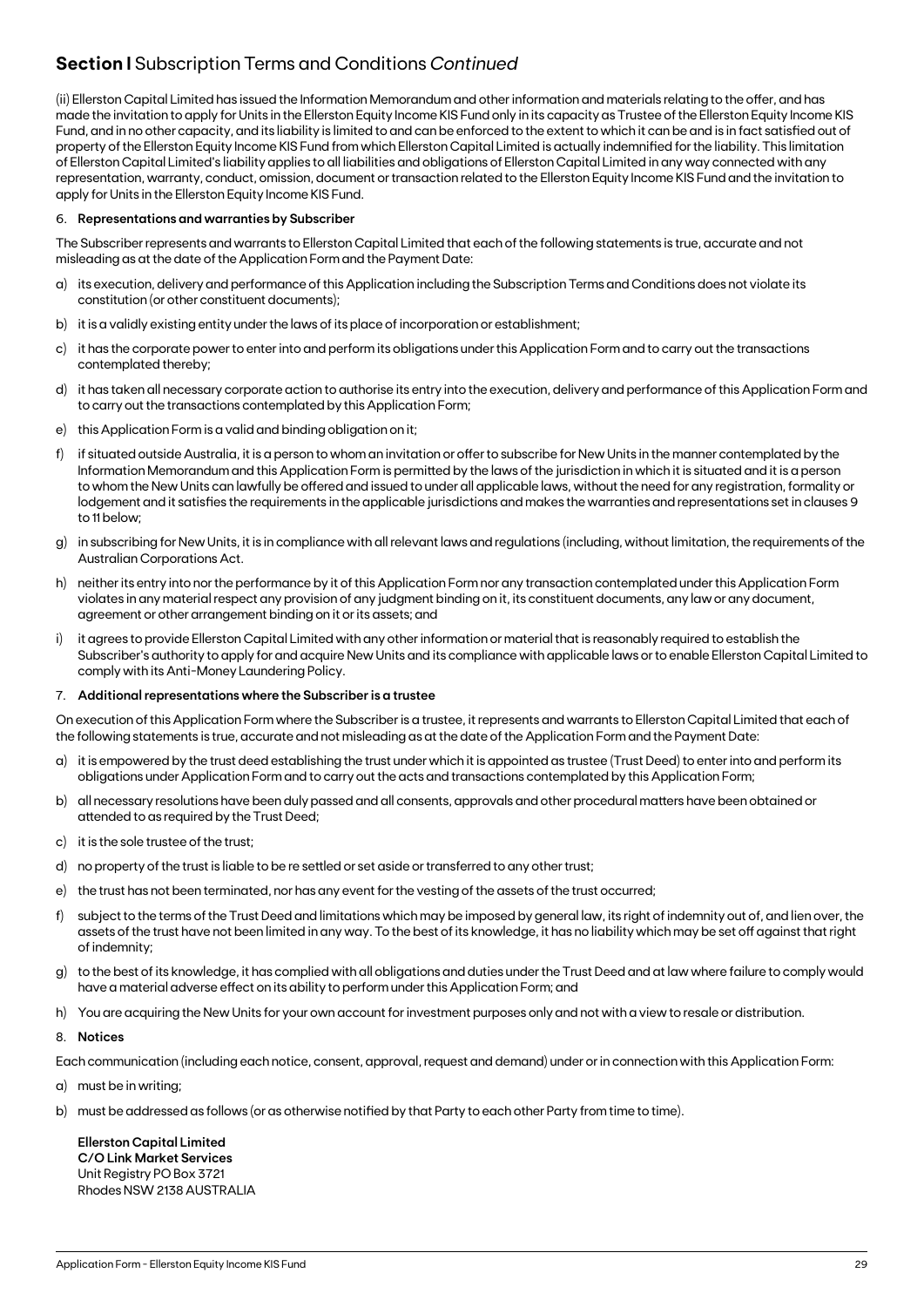## **Section I** Subscription Terms and Conditions *Continued*

(ii) Ellerston Capital Limited has issued the Information Memorandum and other information and materials relating to the offer, and has made the invitation to apply for Units in the Ellerston Equity Income KIS Fund only in its capacity as Trustee of the Ellerston Equity Income KIS Fund, and in no other capacity, and its liability is limited to and can be enforced to the extent to which it can be and is in fact satisfied out of property of the Ellerston Equity Income KIS Fund from which Ellerston Capital Limited is actually indemnified for the liability. This limitation of Ellerston Capital Limited's liability applies to all liabilities and obligations of Ellerston Capital Limited in any way connected with any representation, warranty, conduct, omission, document or transaction related to the Ellerston Equity Income KIS Fund and the invitation to apply for Units in the Ellerston Equity Income KIS Fund.

6. **Representations and warranties by Subscriber**

The Subscriber represents and warrants to Ellerston Capital Limited that each of the following statements is true, accurate and not misleading as at the date of the Application Form and the Payment Date:

a) its execution, delivery and performance of this Application including the Subscription Terms and Conditions does not violate its constitution (or other constituent documents);

b) it is a validly existing entity under the laws of its place of incorporation or establishment;

c) it has the corporate power to enter into and perform its obligations under this Application Form and to carry out the transactions contemplated thereby;

d) it has taken all necessary corporate action to authorise its entry into the execution, delivery and performance of this Application Form and to carry out the transactions contemplated by this Application Form;

e) this Application Form is a valid and binding obligation on it;

f) if situated outside Australia, it is a person to whom an invitation or offer to subscribe for New Units in the manner contemplated by the Information Memorandum and this Application Form is permitted by the laws of the jurisdiction in which it is situated and it is a person to whom the New Units can lawfully be offered and issued to under all applicable laws, without the need for any registration, formality or lodgement and it satisfies the requirements in the applicable jurisdictions and makes the warranties and representations set in clauses 9 to 11 below;

g) in subscribing for New Units, it is in compliance with all relevant laws and regulations (including, without limitation, the requirements of the Australian Corporations Act.

h) neither its entry into nor the performance by it of this Application Form nor any transaction contemplated under this Application Form violates in any material respect any provision of any judgment binding on it, its constituent documents, any law or any document, agreement or other arrangement binding on it or its assets; and

i) it agrees to provide Ellerston Capital Limited with any other information or material that is reasonably required to establish the Subscriber's authority to apply for and acquire New Units and its compliance with applicable laws or to enable Ellerston Capital Limited to comply with its Anti-Money Laundering Policy.

7. **Additional representations where the Subscriber is a trustee**

On execution of this Application Form where the Subscriber is a trustee, it represents and warrants to Ellerston Capital Limited that each of the following statements is true, accurate and not misleading as at the date of the Application Form and the Payment Date:

a) it is empowered by the trust deed establishing the trust under which it is appointed as trustee (Trust Deed) to enter into and perform its obligations under Application Form and to carry out the acts and transactions contemplated by this Application Form;

b) all necessary resolutions have been duly passed and all consents, approvals and other procedural matters have been obtained or attended to as required by the Trust Deed;

c) it is the sole trustee of the trust;

d) no property of the trust is liable to be re settled or set aside or transferred to any other trust;

e) the trust has not been terminated, nor has any event for the vesting of the assets of the trust occurred;

f) subject to the terms of the Trust Deed and limitations which may be imposed by general law, its right of indemnity out of, and lien over, the assets of the trust have not been limited in any way. To the best of its knowledge, it has no liability which may be set off against that right of indemnity;

g) to the best of its knowledge, it has complied with all obligations and duties under the Trust Deed and at law where failure to comply would have a material adverse effect on its ability to perform under this Application Form; and

h) You are acquiring the New Units for your own account for investment purposes only and not with a view to resale or distribution.

8. **Notices**

Each communication (including each notice, consent, approval, request and demand) under or in connection with this Application Form:

a) must be in writing;

b) must be addressed as follows (or as otherwise notified by that Party to each other Party from time to time).

**Ellerston Capital Limited**
**C/O Link Market Services**
Unit Registry PO Box 3721
Rhodes NSW 2138 AUSTRALIA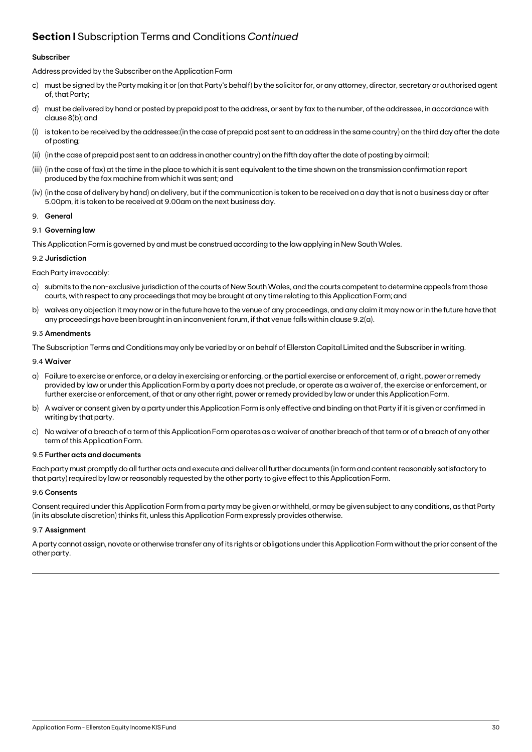## **Section I** Subscription Terms and Conditions *Continued*

**Subscriber**

Address provided by the Subscriber on the Application Form

c) must be signed by the Party making it or (on that Party's behalf) by the solicitor for, or any attorney, director, secretary or authorised agent of, that Party;

d) must be delivered by hand or posted by prepaid post to the address, or sent by fax to the number, of the addressee, in accordance with clause 8(b); and

(i) is taken to be received by the addressee:(in the case of prepaid post sent to an address in the same country) on the third day after the date of posting;

(ii) (in the case of prepaid post sent to an address in another country) on the fifth day after the date of posting by airmail;

(iii) (in the case of fax) at the time in the place to which it is sent equivalent to the time shown on the transmission confirmation report produced by the fax machine from which it was sent; and

(iv) (in the case of delivery by hand) on delivery, but if the communication is taken to be received on a day that is not a business day or after 5.00pm, it is taken to be received at 9.00am on the next business day.

9. **General**

9.1 **Governing law**

This Application Form is governed by and must be construed according to the law applying in New South Wales.

9.2 **Jurisdiction**

Each Party irrevocably:

a) submits to the non-exclusive jurisdiction of the courts of New South Wales, and the courts competent to determine appeals from those courts, with respect to any proceedings that may be brought at any time relating to this Application Form; and

b) waives any objection it may now or in the future have to the venue of any proceedings, and any claim it may now or in the future have that any proceedings have been brought in an inconvenient forum, if that venue falls within clause 9.2(a).

9.3 **Amendments**

The Subscription Terms and Conditions may only be varied by or on behalf of Ellerston Capital Limited and the Subscriber in writing.

9.4 **Waiver**

a) Failure to exercise or enforce, or a delay in exercising or enforcing, or the partial exercise or enforcement of, a right, power or remedy provided by law or under this Application Form by a party does not preclude, or operate as a waiver of, the exercise or enforcement, or further exercise or enforcement, of that or any other right, power or remedy provided by law or under this Application Form.

b) A waiver or consent given by a party under this Application Form is only effective and binding on that Party if it is given or confirmed in writing by that party.

c) No waiver of a breach of a term of this Application Form operates as a waiver of another breach of that term or of a breach of any other term of this Application Form.

9.5 **Further acts and documents**

Each party must promptly do all further acts and execute and deliver all further documents (in form and content reasonably satisfactory to that party) required by law or reasonably requested by the other party to give effect to this Application Form.

9.6 **Consents**

Consent required under this Application Form from a party may be given or withheld, or may be given subject to any conditions, as that Party (in its absolute discretion) thinks fit, unless this Application Form expressly provides otherwise.

9.7 **Assignment**

A party cannot assign, novate or otherwise transfer any of its rights or obligations under this Application Form without the prior consent of the other party.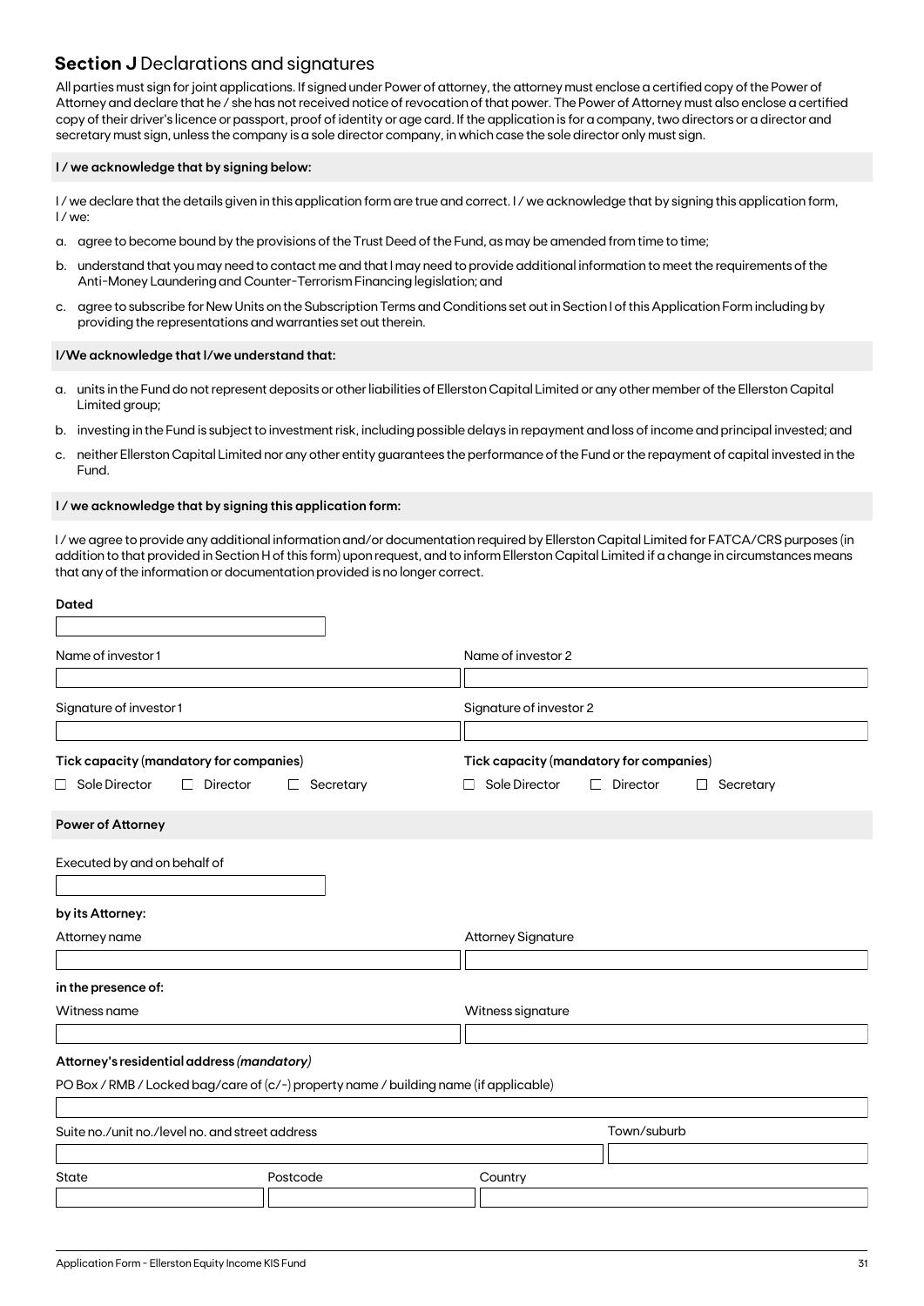## **Section J** Declarations and signatures

All parties must sign for joint applications. If signed under Power of attorney, the attorney must enclose a certified copy of the Power of Attorney and declare that he / she has not received notice of revocation of that power. The Power of Attorney must also enclose a certified copy of their driver's licence or passport, proof of identity or age card. If the application is for a company, two directors or a director and secretary must sign, unless the company is a sole director company, in which case the sole director only must sign.

**I / we acknowledge that by signing below:**

I / we declare that the details given in this application form are true and correct. I / we acknowledge that by signing this application form, I / we:

a. agree to become bound by the provisions of the Trust Deed of the Fund, as may be amended from time to time;

b. understand that you may need to contact me and that I may need to provide additional information to meet the requirements of the Anti-Money Laundering and Counter-Terrorism Financing legislation; and

c. agree to subscribe for New Units on the Subscription Terms and Conditions set out in Section I of this Application Form including by providing the representations and warranties set out therein.

**I/We acknowledge that I/we understand that:**

a. units in the Fund do not represent deposits or other liabilities of Ellerston Capital Limited or any other member of the Ellerston Capital Limited group;

b. investing in the Fund is subject to investment risk, including possible delays in repayment and loss of income and principal invested; and

c. neither Ellerston Capital Limited nor any other entity guarantees the performance of the Fund or the repayment of capital invested in the Fund.

**I / we acknowledge that by signing this application form:**

I / we agree to provide any additional information and/or documentation required by Ellerston Capital Limited for FATCA/CRS purposes (in addition to that provided in Section H of this form) upon request, and to inform Ellerston Capital Limited if a change in circumstances means that any of the information or documentation provided is no longer correct.

**Dated**

| Name of investor 1 | Name of investor 2 |
|---|---|
| | |

| Signature of investor 1 | Signature of investor 2 |
|---|---|
| | |

**Tick capacity (mandatory for companies)**

☐ Sole Director ☐ Director ☐ Secretary

**Tick capacity (mandatory for companies)**

☐ Sole Director ☐ Director ☐ Secretary

**Power of Attorney**

Executed by and on behalf of

**by its Attorney:**

| Attorney name | Attorney Signature |
|---|---|
| | |

**in the presence of:**

| Witness name | Witness signature |
|---|---|
| | |

**Attorney's residential address *(mandatory)***

PO Box / RMB / Locked bag/care of (c/-) property name / building name (if applicable)

| Suite no./unit no./level no. and street address | Town/suburb |
|---|---|
| | |

| State | Postcode | Country |
|---|---|---|
| | | |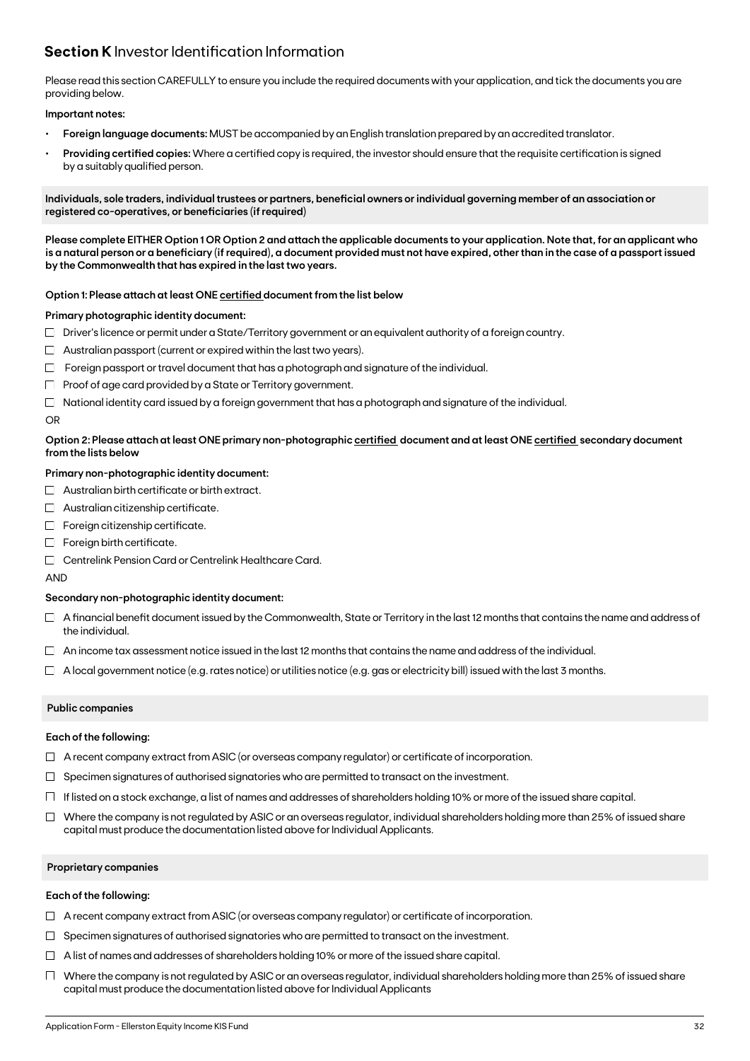## **Section K** Investor Identification Information

Please read this section CAREFULLY to ensure you include the required documents with your application, and tick the documents you are providing below.

**Important notes:**

- **Foreign language documents:** MUST be accompanied by an English translation prepared by an accredited translator.
- **Providing certified copies:** Where a certified copy is required, the investor should ensure that the requisite certification is signed by a suitably qualified person.

**Individuals, sole traders, individual trustees or partners, beneficial owners or individual governing member of an association or registered co-operatives, or beneficiaries (if required)**

**Please complete EITHER Option 1 OR Option 2 and attach the applicable documents to your application. Note that, for an applicant who is a natural person or a beneficiary (if required), a document provided must not have expired, other than in the case of a passport issued by the Commonwealth that has expired in the last two years.**

**Option 1: Please attach at least ONE certified document from the list below**

**Primary photographic identity document:**

- ☐ Driver's licence or permit under a State/Territory government or an equivalent authority of a foreign country.
- ☐ Australian passport (current or expired within the last two years).
- ☐ Foreign passport or travel document that has a photograph and signature of the individual.
- ☐ Proof of age card provided by a State or Territory government.
- ☐ National identity card issued by a foreign government that has a photograph and signature of the individual.

OR

**Option 2: Please attach at least ONE primary non-photographic certified document and at least ONE certified secondary document from the lists below**

**Primary non-photographic identity document:**

- ☐ Australian birth certificate or birth extract.
- ☐ Australian citizenship certificate.
- ☐ Foreign citizenship certificate.
- ☐ Foreign birth certificate.
- ☐ Centrelink Pension Card or Centrelink Healthcare Card.

AND

**Secondary non-photographic identity document:**

- ☐ A financial benefit document issued by the Commonwealth, State or Territory in the last 12 months that contains the name and address of the individual.
- ☐ An income tax assessment notice issued in the last 12 months that contains the name and address of the individual.
- ☐ A local government notice (e.g. rates notice) or utilities notice (e.g. gas or electricity bill) issued with the last 3 months.

**Public companies**

**Each of the following:**

- ☐ A recent company extract from ASIC (or overseas company regulator) or certificate of incorporation.
- ☐ Specimen signatures of authorised signatories who are permitted to transact on the investment.
- ☐ If listed on a stock exchange, a list of names and addresses of shareholders holding 10% or more of the issued share capital.
- ☐ Where the company is not regulated by ASIC or an overseas regulator, individual shareholders holding more than 25% of issued share capital must produce the documentation listed above for Individual Applicants.

**Proprietary companies**

**Each of the following:**

- ☐ A recent company extract from ASIC (or overseas company regulator) or certificate of incorporation.
- ☐ Specimen signatures of authorised signatories who are permitted to transact on the investment.
- ☐ A list of names and addresses of shareholders holding 10% or more of the issued share capital.
- ☐ Where the company is not regulated by ASIC or an overseas regulator, individual shareholders holding more than 25% of issued share capital must produce the documentation listed above for Individual Applicants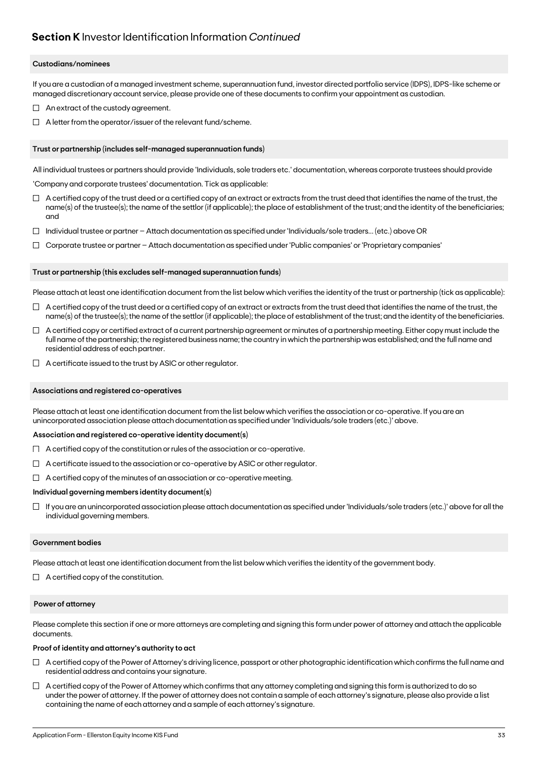## **Section K** Investor Identification Information *Continued*

### Custodians/nominees

If you are a custodian of a managed investment scheme, superannuation fund, investor directed portfolio service (IDPS), IDPS-like scheme or managed discretionary account service, please provide one of these documents to confirm your appointment as custodian.

- ☐ An extract of the custody agreement.
- ☐ A letter from the operator/issuer of the relevant fund/scheme.

### Trust or partnership (includes self-managed superannuation funds)

All individual trustees or partners should provide 'Individuals, sole traders etc.' documentation, whereas corporate trustees should provide 'Company and corporate trustees' documentation. Tick as applicable:

- ☐ A certified copy of the trust deed or a certified copy of an extract or extracts from the trust deed that identifies the name of the trust, the name(s) of the trustee(s); the name of the settlor (if applicable); the place of establishment of the trust; and the identity of the beneficiaries; and
- ☐ Individual trustee or partner – Attach documentation as specified under 'Individuals/sole traders... (etc.) above OR
- ☐ Corporate trustee or partner – Attach documentation as specified under 'Public companies' or 'Proprietary companies'

### Trust or partnership (this excludes self-managed superannuation funds)

Please attach at least one identification document from the list below which verifies the identity of the trust or partnership (tick as applicable):

- ☐ A certified copy of the trust deed or a certified copy of an extract or extracts from the trust deed that identifies the name of the trust, the name(s) of the trustee(s); the name of the settlor (if applicable); the place of establishment of the trust; and the identity of the beneficiaries.
- ☐ A certified copy or certified extract of a current partnership agreement or minutes of a partnership meeting. Either copy must include the full name of the partnership; the registered business name; the country in which the partnership was established; and the full name and residential address of each partner.
- ☐ A certificate issued to the trust by ASIC or other regulator.

### Associations and registered co-operatives

Please attach at least one identification document from the list below which verifies the association or co-operative. If you are an unincorporated association please attach documentation as specified under 'Individuals/sole traders (etc.)' above.

**Association and registered co-operative identity document(s)**

- ☐ A certified copy of the constitution or rules of the association or co-operative.
- ☐ A certificate issued to the association or co-operative by ASIC or other regulator.
- ☐ A certified copy of the minutes of an association or co-operative meeting.

**Individual governing members identity document(s)**

- ☐ If you are an unincorporated association please attach documentation as specified under 'Individuals/sole traders (etc.)' above for all the individual governing members.

### Government bodies

Please attach at least one identification document from the list below which verifies the identity of the government body.

- ☐ A certified copy of the constitution.

### Power of attorney

Please complete this section if one or more attorneys are completing and signing this form under power of attorney and attach the applicable documents.

**Proof of identity and attorney's authority to act**

- ☐ A certified copy of the Power of Attorney's driving licence, passport or other photographic identification which confirms the full name and residential address and contains your signature.
- ☐ A certified copy of the Power of Attorney which confirms that any attorney completing and signing this form is authorized to do so under the power of attorney. If the power of attorney does not contain a sample of each attorney's signature, please also provide a list containing the name of each attorney and a sample of each attorney's signature.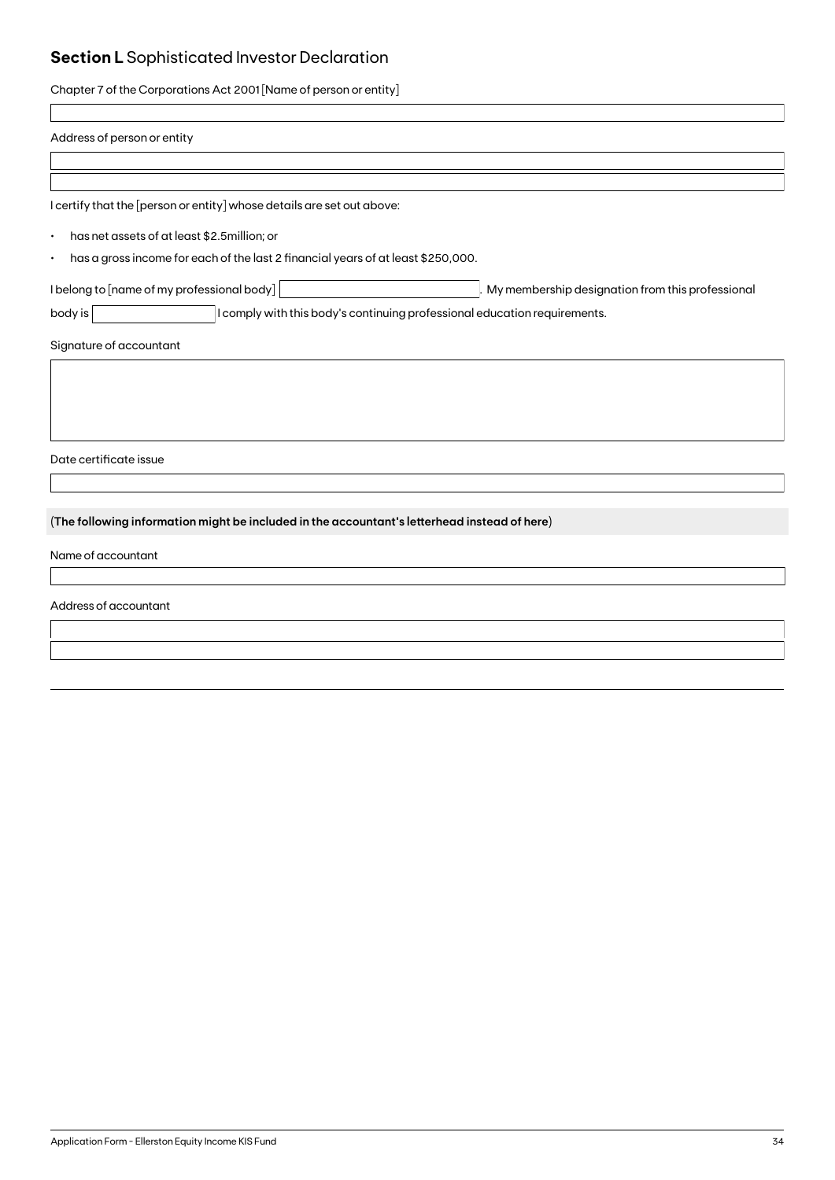## **Section L** Sophisticated Investor Declaration

Chapter 7 of the Corporations Act 2001 [Name of person or entity]

Address of person or entity

I certify that the [person or entity] whose details are set out above:

- has net assets of at least $2.5million; or
- has a gross income for each of the last 2 financial years of at least $250,000.

I belong to [name of my professional body] ____________. My membership designation from this professional body is ____________ I comply with this body's continuing professional education requirements.

Signature of accountant

Date certificate issue

(**The following information might be included in the accountant's letterhead instead of here**)

Name of accountant

Address of accountant